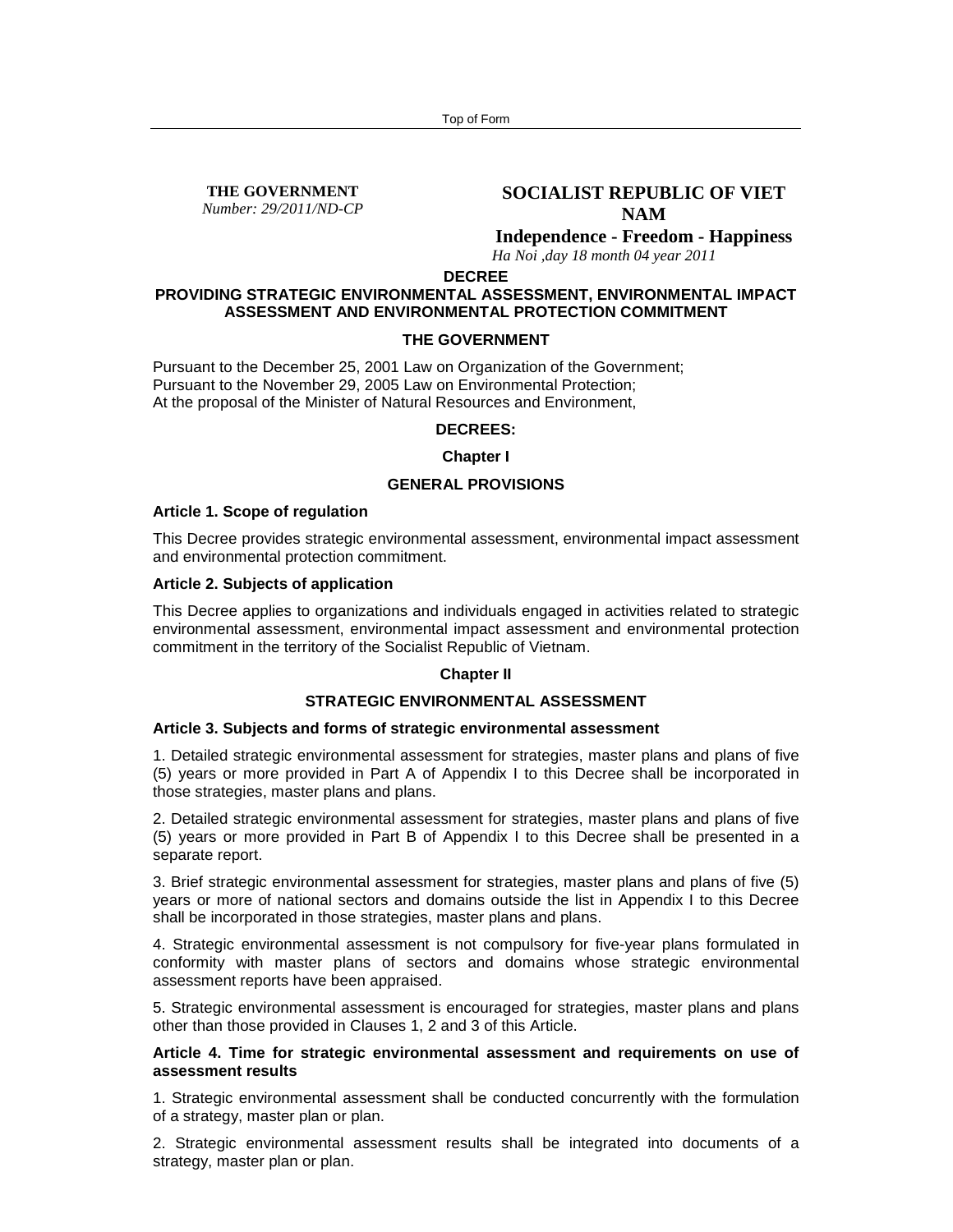Top of Form

**THE GOVERNMENT**
*Number: 29/2011/ND-CP*

**SOCIALIST REPUBLIC OF VIET NAM**
**Independence - Freedom - Happiness**
*Ha Noi ,day 18 month 04 year 2011*

# DECREE

# PROVIDING STRATEGIC ENVIRONMENTAL ASSESSMENT, ENVIRONMENTAL IMPACT ASSESSMENT AND ENVIRONMENTAL PROTECTION COMMITMENT

**THE GOVERNMENT**

Pursuant to the December 25, 2001 Law on Organization of the Government;
Pursuant to the November 29, 2005 Law on Environmental Protection;
At the proposal of the Minister of Natural Resources and Environment,

**DECREES:**

## Chapter I

## GENERAL PROVISIONS

### Article 1. Scope of regulation

This Decree provides strategic environmental assessment, environmental impact assessment and environmental protection commitment.

### Article 2. Subjects of application

This Decree applies to organizations and individuals engaged in activities related to strategic environmental assessment, environmental impact assessment and environmental protection commitment in the territory of the Socialist Republic of Vietnam.

## Chapter II

## STRATEGIC ENVIRONMENTAL ASSESSMENT

### Article 3. Subjects and forms of strategic environmental assessment

1. Detailed strategic environmental assessment for strategies, master plans and plans of five (5) years or more provided in Part A of Appendix I to this Decree shall be incorporated in those strategies, master plans and plans.

2. Detailed strategic environmental assessment for strategies, master plans and plans of five (5) years or more provided in Part B of Appendix I to this Decree shall be presented in a separate report.

3. Brief strategic environmental assessment for strategies, master plans and plans of five (5) years or more of national sectors and domains outside the list in Appendix I to this Decree shall be incorporated in those strategies, master plans and plans.

4. Strategic environmental assessment is not compulsory for five-year plans formulated in conformity with master plans of sectors and domains whose strategic environmental assessment reports have been appraised.

5. Strategic environmental assessment is encouraged for strategies, master plans and plans other than those provided in Clauses 1, 2 and 3 of this Article.

### Article 4. Time for strategic environmental assessment and requirements on use of assessment results

1. Strategic environmental assessment shall be conducted concurrently with the formulation of a strategy, master plan or plan.

2. Strategic environmental assessment results shall be integrated into documents of a strategy, master plan or plan.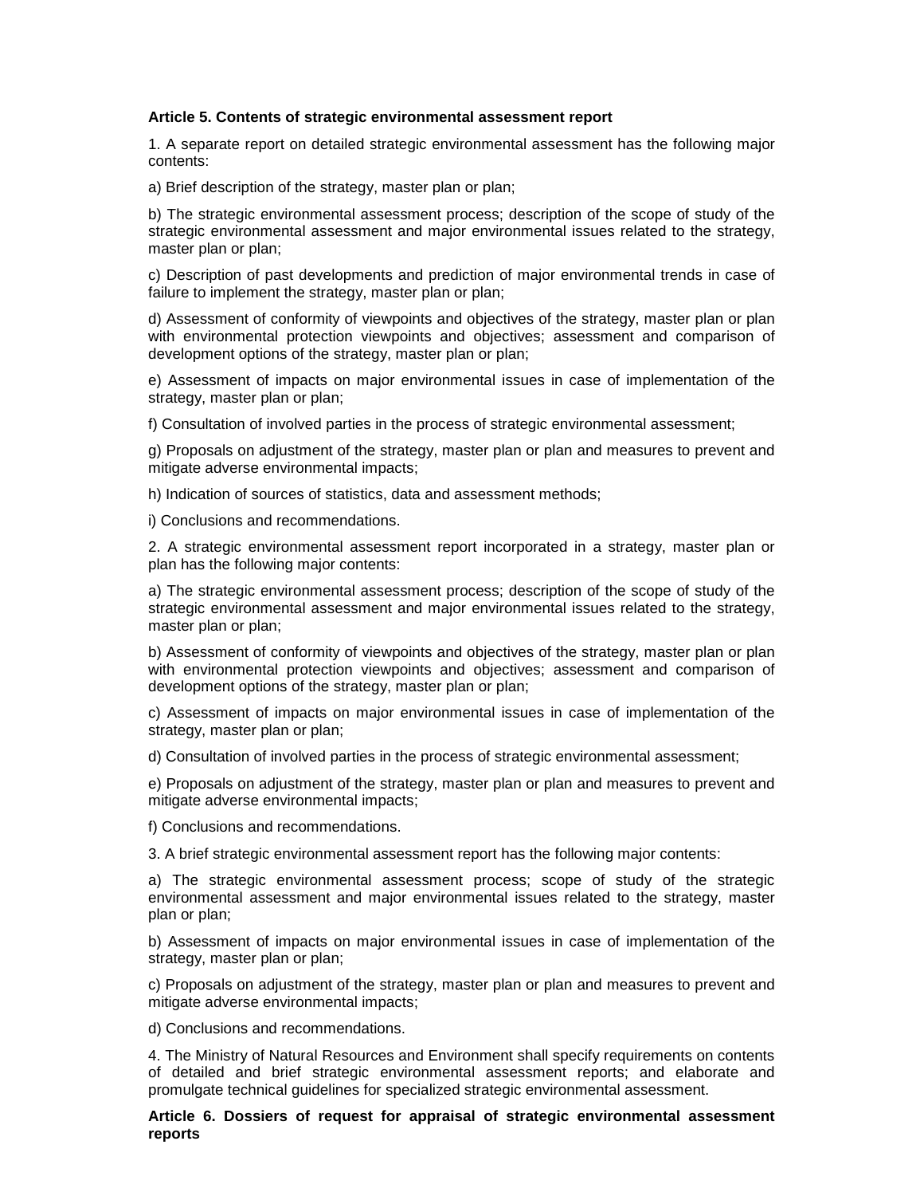**Article 5. Contents of strategic environmental assessment report**

1. A separate report on detailed strategic environmental assessment has the following major contents:

a) Brief description of the strategy, master plan or plan;

b) The strategic environmental assessment process; description of the scope of study of the strategic environmental assessment and major environmental issues related to the strategy, master plan or plan;

c) Description of past developments and prediction of major environmental trends in case of failure to implement the strategy, master plan or plan;

d) Assessment of conformity of viewpoints and objectives of the strategy, master plan or plan with environmental protection viewpoints and objectives; assessment and comparison of development options of the strategy, master plan or plan;

e) Assessment of impacts on major environmental issues in case of implementation of the strategy, master plan or plan;

f) Consultation of involved parties in the process of strategic environmental assessment;

g) Proposals on adjustment of the strategy, master plan or plan and measures to prevent and mitigate adverse environmental impacts;

h) Indication of sources of statistics, data and assessment methods;

i) Conclusions and recommendations.

2. A strategic environmental assessment report incorporated in a strategy, master plan or plan has the following major contents:

a) The strategic environmental assessment process; description of the scope of study of the strategic environmental assessment and major environmental issues related to the strategy, master plan or plan;

b) Assessment of conformity of viewpoints and objectives of the strategy, master plan or plan with environmental protection viewpoints and objectives; assessment and comparison of development options of the strategy, master plan or plan;

c) Assessment of impacts on major environmental issues in case of implementation of the strategy, master plan or plan;

d) Consultation of involved parties in the process of strategic environmental assessment;

e) Proposals on adjustment of the strategy, master plan or plan and measures to prevent and mitigate adverse environmental impacts;

f) Conclusions and recommendations.

3. A brief strategic environmental assessment report has the following major contents:

a) The strategic environmental assessment process; scope of study of the strategic environmental assessment and major environmental issues related to the strategy, master plan or plan;

b) Assessment of impacts on major environmental issues in case of implementation of the strategy, master plan or plan;

c) Proposals on adjustment of the strategy, master plan or plan and measures to prevent and mitigate adverse environmental impacts;

d) Conclusions and recommendations.

4. The Ministry of Natural Resources and Environment shall specify requirements on contents of detailed and brief strategic environmental assessment reports; and elaborate and promulgate technical guidelines for specialized strategic environmental assessment.

**Article 6. Dossiers of request for appraisal of strategic environmental assessment reports**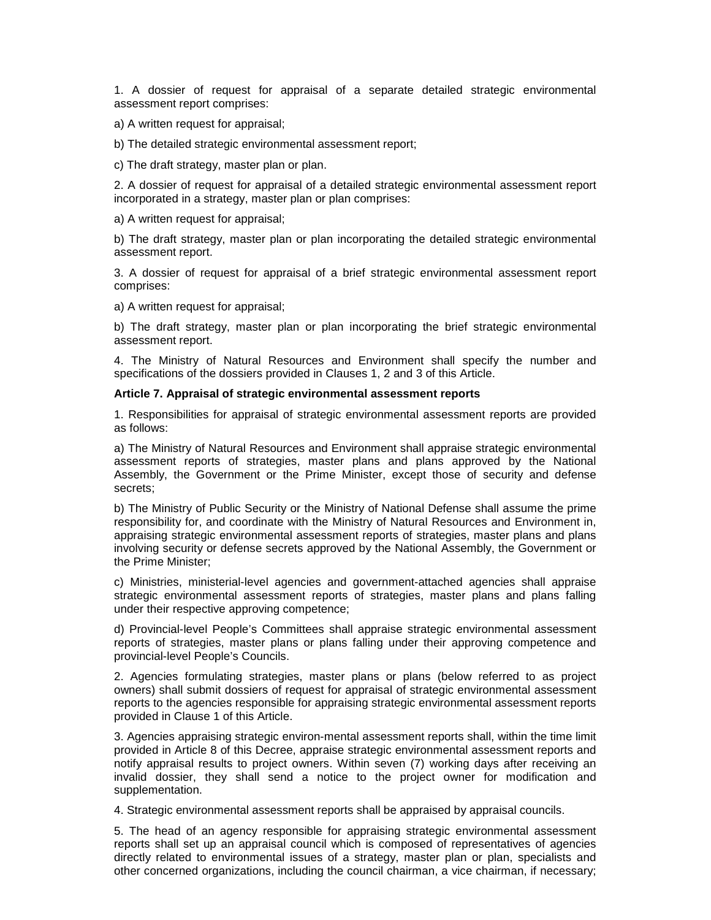1. A dossier of request for appraisal of a separate detailed strategic environmental assessment report comprises:

a) A written request for appraisal;

b) The detailed strategic environmental assessment report;

c) The draft strategy, master plan or plan.

2. A dossier of request for appraisal of a detailed strategic environmental assessment report incorporated in a strategy, master plan or plan comprises:

a) A written request for appraisal;

b) The draft strategy, master plan or plan incorporating the detailed strategic environmental assessment report.

3. A dossier of request for appraisal of a brief strategic environmental assessment report comprises:

a) A written request for appraisal;

b) The draft strategy, master plan or plan incorporating the brief strategic environmental assessment report.

4. The Ministry of Natural Resources and Environment shall specify the number and specifications of the dossiers provided in Clauses 1, 2 and 3 of this Article.

**Article 7. Appraisal of strategic environmental assessment reports**

1. Responsibilities for appraisal of strategic environmental assessment reports are provided as follows:

a) The Ministry of Natural Resources and Environment shall appraise strategic environmental assessment reports of strategies, master plans and plans approved by the National Assembly, the Government or the Prime Minister, except those of security and defense secrets;

b) The Ministry of Public Security or the Ministry of National Defense shall assume the prime responsibility for, and coordinate with the Ministry of Natural Resources and Environment in, appraising strategic environmental assessment reports of strategies, master plans and plans involving security or defense secrets approved by the National Assembly, the Government or the Prime Minister;

c) Ministries, ministerial-level agencies and government-attached agencies shall appraise strategic environmental assessment reports of strategies, master plans and plans falling under their respective approving competence;

d) Provincial-level People's Committees shall appraise strategic environmental assessment reports of strategies, master plans or plans falling under their approving competence and provincial-level People's Councils.

2. Agencies formulating strategies, master plans or plans (below referred to as project owners) shall submit dossiers of request for appraisal of strategic environmental assessment reports to the agencies responsible for appraising strategic environmental assessment reports provided in Clause 1 of this Article.

3. Agencies appraising strategic environ-mental assessment reports shall, within the time limit provided in Article 8 of this Decree, appraise strategic environmental assessment reports and notify appraisal results to project owners. Within seven (7) working days after receiving an invalid dossier, they shall send a notice to the project owner for modification and supplementation.

4. Strategic environmental assessment reports shall be appraised by appraisal councils.

5. The head of an agency responsible for appraising strategic environmental assessment reports shall set up an appraisal council which is composed of representatives of agencies directly related to environmental issues of a strategy, master plan or plan, specialists and other concerned organizations, including the council chairman, a vice chairman, if necessary;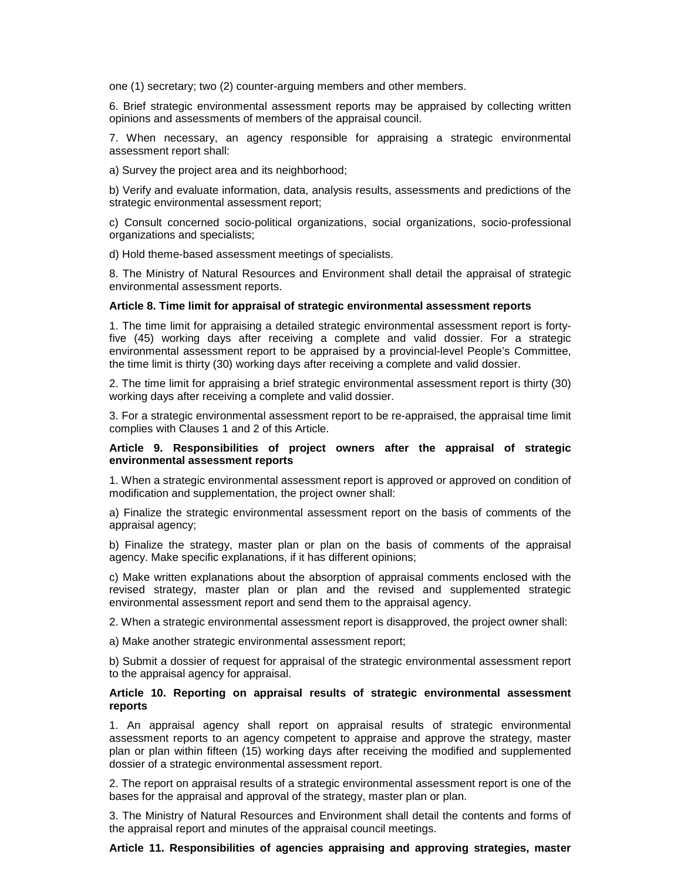one (1) secretary; two (2) counter-arguing members and other members.

6. Brief strategic environmental assessment reports may be appraised by collecting written opinions and assessments of members of the appraisal council.

7. When necessary, an agency responsible for appraising a strategic environmental assessment report shall:

a) Survey the project area and its neighborhood;

b) Verify and evaluate information, data, analysis results, assessments and predictions of the strategic environmental assessment report;

c) Consult concerned socio-political organizations, social organizations, socio-professional organizations and specialists;

d) Hold theme-based assessment meetings of specialists.

8. The Ministry of Natural Resources and Environment shall detail the appraisal of strategic environmental assessment reports.

**Article 8. Time limit for appraisal of strategic environmental assessment reports**

1. The time limit for appraising a detailed strategic environmental assessment report is forty-five (45) working days after receiving a complete and valid dossier. For a strategic environmental assessment report to be appraised by a provincial-level People's Committee, the time limit is thirty (30) working days after receiving a complete and valid dossier.

2. The time limit for appraising a brief strategic environmental assessment report is thirty (30) working days after receiving a complete and valid dossier.

3. For a strategic environmental assessment report to be re-appraised, the appraisal time limit complies with Clauses 1 and 2 of this Article.

**Article 9. Responsibilities of project owners after the appraisal of strategic environmental assessment reports**

1. When a strategic environmental assessment report is approved or approved on condition of modification and supplementation, the project owner shall:

a) Finalize the strategic environmental assessment report on the basis of comments of the appraisal agency;

b) Finalize the strategy, master plan or plan on the basis of comments of the appraisal agency. Make specific explanations, if it has different opinions;

c) Make written explanations about the absorption of appraisal comments enclosed with the revised strategy, master plan or plan and the revised and supplemented strategic environmental assessment report and send them to the appraisal agency.

2. When a strategic environmental assessment report is disapproved, the project owner shall:

a) Make another strategic environmental assessment report;

b) Submit a dossier of request for appraisal of the strategic environmental assessment report to the appraisal agency for appraisal.

**Article 10. Reporting on appraisal results of strategic environmental assessment reports**

1. An appraisal agency shall report on appraisal results of strategic environmental assessment reports to an agency competent to appraise and approve the strategy, master plan or plan within fifteen (15) working days after receiving the modified and supplemented dossier of a strategic environmental assessment report.

2. The report on appraisal results of a strategic environmental assessment report is one of the bases for the appraisal and approval of the strategy, master plan or plan.

3. The Ministry of Natural Resources and Environment shall detail the contents and forms of the appraisal report and minutes of the appraisal council meetings.

**Article 11. Responsibilities of agencies appraising and approving strategies, master**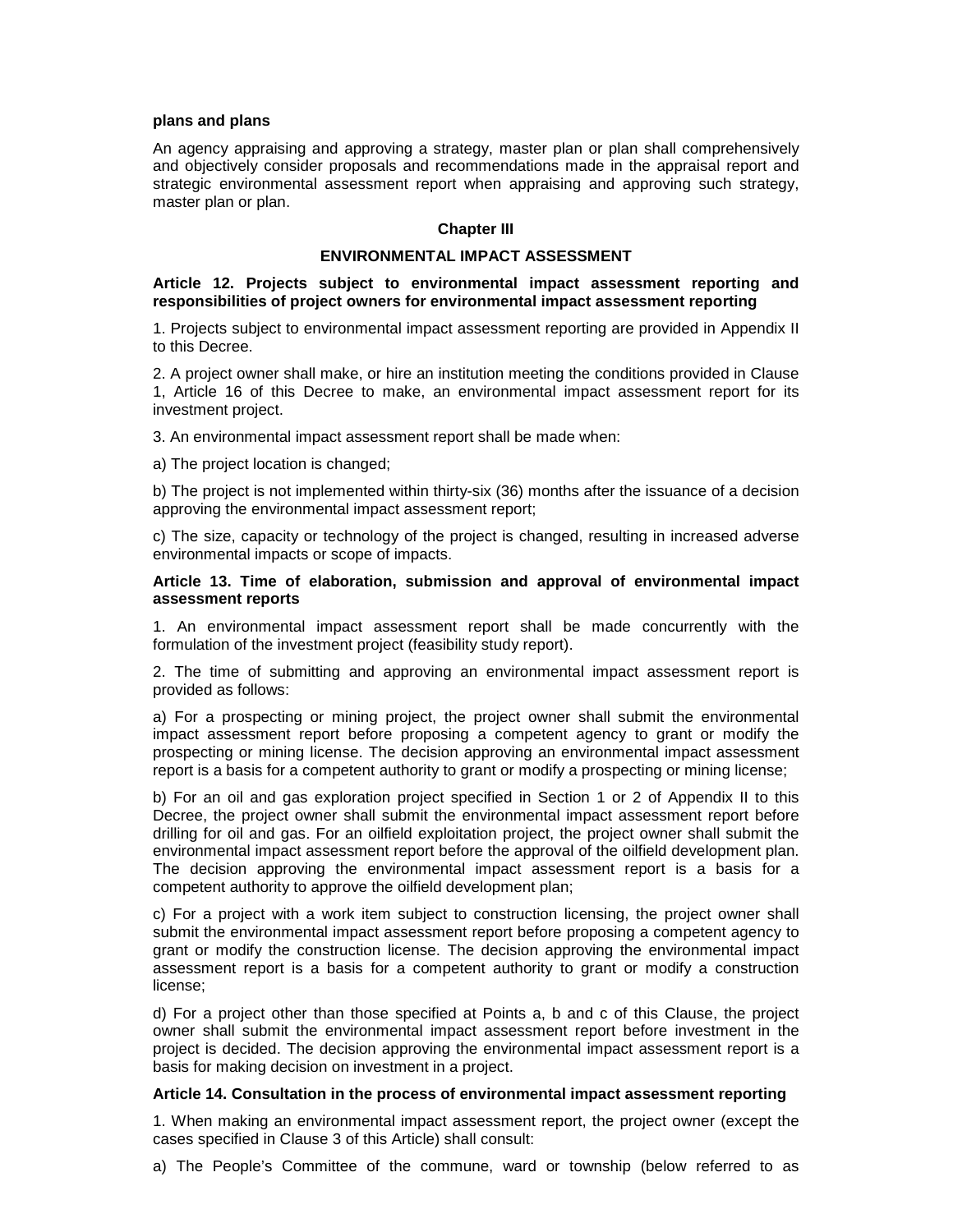**plans and plans**

An agency appraising and approving a strategy, master plan or plan shall comprehensively and objectively consider proposals and recommendations made in the appraisal report and strategic environmental assessment report when appraising and approving such strategy, master plan or plan.

## Chapter III

## ENVIRONMENTAL IMPACT ASSESSMENT

**Article 12. Projects subject to environmental impact assessment reporting and responsibilities of project owners for environmental impact assessment reporting**

1. Projects subject to environmental impact assessment reporting are provided in Appendix II to this Decree.

2. A project owner shall make, or hire an institution meeting the conditions provided in Clause 1, Article 16 of this Decree to make, an environmental impact assessment report for its investment project.

3. An environmental impact assessment report shall be made when:

a) The project location is changed;

b) The project is not implemented within thirty-six (36) months after the issuance of a decision approving the environmental impact assessment report;

c) The size, capacity or technology of the project is changed, resulting in increased adverse environmental impacts or scope of impacts.

**Article 13. Time of elaboration, submission and approval of environmental impact assessment reports**

1. An environmental impact assessment report shall be made concurrently with the formulation of the investment project (feasibility study report).

2. The time of submitting and approving an environmental impact assessment report is provided as follows:

a) For a prospecting or mining project, the project owner shall submit the environmental impact assessment report before proposing a competent agency to grant or modify the prospecting or mining license. The decision approving an environmental impact assessment report is a basis for a competent authority to grant or modify a prospecting or mining license;

b) For an oil and gas exploration project specified in Section 1 or 2 of Appendix II to this Decree, the project owner shall submit the environmental impact assessment report before drilling for oil and gas. For an oilfield exploitation project, the project owner shall submit the environmental impact assessment report before the approval of the oilfield development plan. The decision approving the environmental impact assessment report is a basis for a competent authority to approve the oilfield development plan;

c) For a project with a work item subject to construction licensing, the project owner shall submit the environmental impact assessment report before proposing a competent agency to grant or modify the construction license. The decision approving the environmental impact assessment report is a basis for a competent authority to grant or modify a construction license;

d) For a project other than those specified at Points a, b and c of this Clause, the project owner shall submit the environmental impact assessment report before investment in the project is decided. The decision approving the environmental impact assessment report is a basis for making decision on investment in a project.

**Article 14. Consultation in the process of environmental impact assessment reporting**

1. When making an environmental impact assessment report, the project owner (except the cases specified in Clause 3 of this Article) shall consult:

a) The People's Committee of the commune, ward or township (below referred to as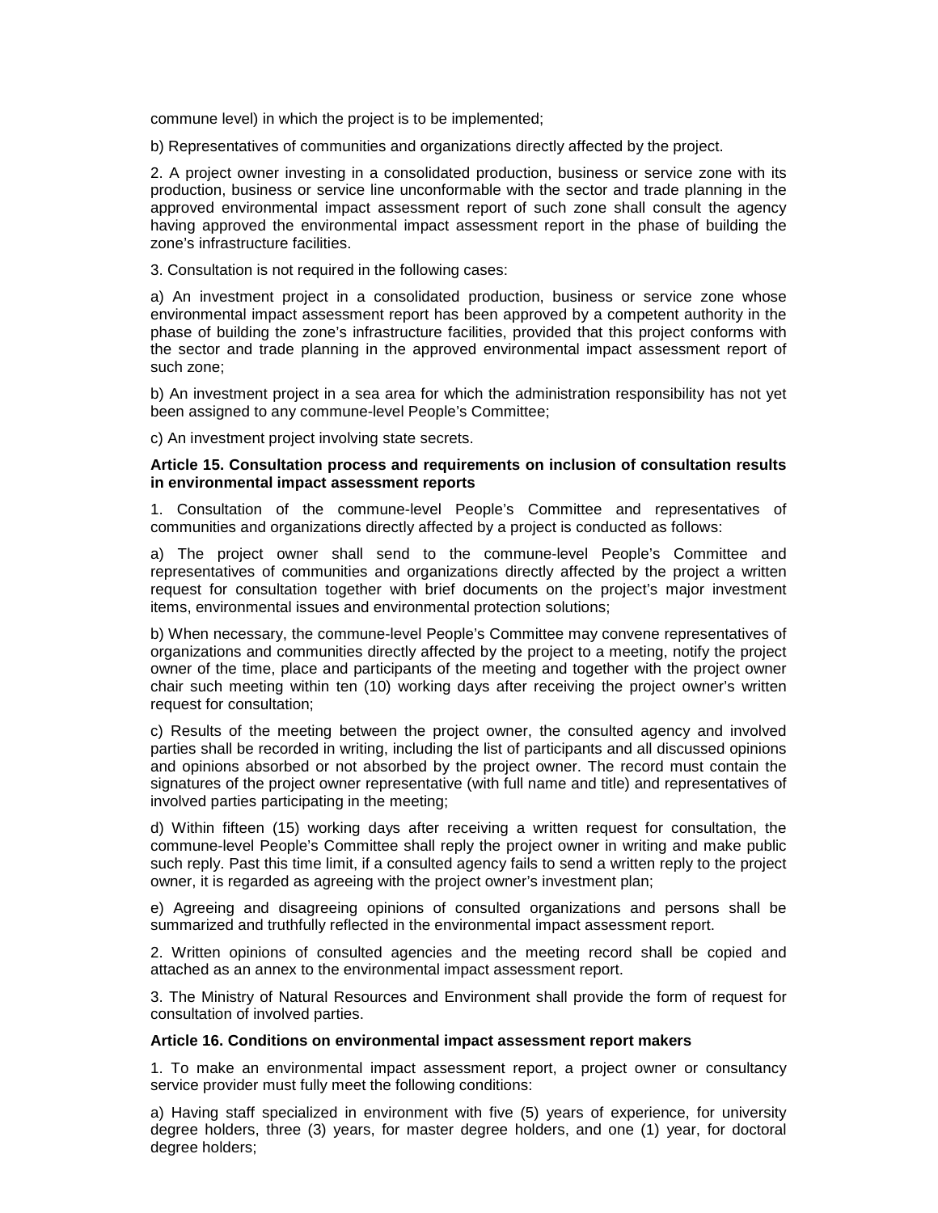commune level) in which the project is to be implemented;

b) Representatives of communities and organizations directly affected by the project.

2. A project owner investing in a consolidated production, business or service zone with its production, business or service line unconformable with the sector and trade planning in the approved environmental impact assessment report of such zone shall consult the agency having approved the environmental impact assessment report in the phase of building the zone's infrastructure facilities.

3. Consultation is not required in the following cases:

a) An investment project in a consolidated production, business or service zone whose environmental impact assessment report has been approved by a competent authority in the phase of building the zone's infrastructure facilities, provided that this project conforms with the sector and trade planning in the approved environmental impact assessment report of such zone;

b) An investment project in a sea area for which the administration responsibility has not yet been assigned to any commune-level People's Committee;

c) An investment project involving state secrets.

**Article 15. Consultation process and requirements on inclusion of consultation results in environmental impact assessment reports**

1. Consultation of the commune-level People's Committee and representatives of communities and organizations directly affected by a project is conducted as follows:

a) The project owner shall send to the commune-level People's Committee and representatives of communities and organizations directly affected by the project a written request for consultation together with brief documents on the project's major investment items, environmental issues and environmental protection solutions;

b) When necessary, the commune-level People's Committee may convene representatives of organizations and communities directly affected by the project to a meeting, notify the project owner of the time, place and participants of the meeting and together with the project owner chair such meeting within ten (10) working days after receiving the project owner's written request for consultation;

c) Results of the meeting between the project owner, the consulted agency and involved parties shall be recorded in writing, including the list of participants and all discussed opinions and opinions absorbed or not absorbed by the project owner. The record must contain the signatures of the project owner representative (with full name and title) and representatives of involved parties participating in the meeting;

d) Within fifteen (15) working days after receiving a written request for consultation, the commune-level People's Committee shall reply the project owner in writing and make public such reply. Past this time limit, if a consulted agency fails to send a written reply to the project owner, it is regarded as agreeing with the project owner's investment plan;

e) Agreeing and disagreeing opinions of consulted organizations and persons shall be summarized and truthfully reflected in the environmental impact assessment report.

2. Written opinions of consulted agencies and the meeting record shall be copied and attached as an annex to the environmental impact assessment report.

3. The Ministry of Natural Resources and Environment shall provide the form of request for consultation of involved parties.

**Article 16. Conditions on environmental impact assessment report makers**

1. To make an environmental impact assessment report, a project owner or consultancy service provider must fully meet the following conditions:

a) Having staff specialized in environment with five (5) years of experience, for university degree holders, three (3) years, for master degree holders, and one (1) year, for doctoral degree holders;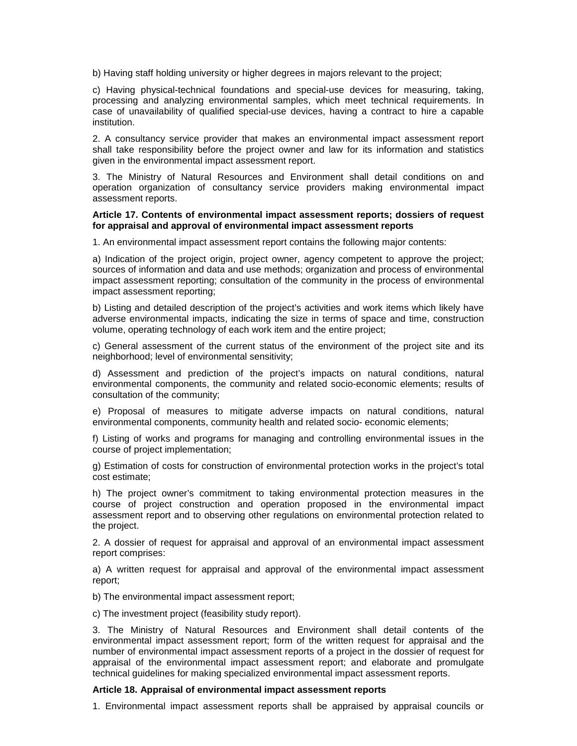b) Having staff holding university or higher degrees in majors relevant to the project;

c) Having physical-technical foundations and special-use devices for measuring, taking, processing and analyzing environmental samples, which meet technical requirements. In case of unavailability of qualified special-use devices, having a contract to hire a capable institution.

2. A consultancy service provider that makes an environmental impact assessment report shall take responsibility before the project owner and law for its information and statistics given in the environmental impact assessment report.

3. The Ministry of Natural Resources and Environment shall detail conditions on and operation organization of consultancy service providers making environmental impact assessment reports.

**Article 17. Contents of environmental impact assessment reports; dossiers of request for appraisal and approval of environmental impact assessment reports**

1. An environmental impact assessment report contains the following major contents:

a) Indication of the project origin, project owner, agency competent to approve the project; sources of information and data and use methods; organization and process of environmental impact assessment reporting; consultation of the community in the process of environmental impact assessment reporting;

b) Listing and detailed description of the project's activities and work items which likely have adverse environmental impacts, indicating the size in terms of space and time, construction volume, operating technology of each work item and the entire project;

c) General assessment of the current status of the environment of the project site and its neighborhood; level of environmental sensitivity;

d) Assessment and prediction of the project's impacts on natural conditions, natural environmental components, the community and related socio-economic elements; results of consultation of the community;

e) Proposal of measures to mitigate adverse impacts on natural conditions, natural environmental components, community health and related socio- economic elements;

f) Listing of works and programs for managing and controlling environmental issues in the course of project implementation;

g) Estimation of costs for construction of environmental protection works in the project's total cost estimate;

h) The project owner's commitment to taking environmental protection measures in the course of project construction and operation proposed in the environmental impact assessment report and to observing other regulations on environmental protection related to the project.

2. A dossier of request for appraisal and approval of an environmental impact assessment report comprises:

a) A written request for appraisal and approval of the environmental impact assessment report;

b) The environmental impact assessment report;

c) The investment project (feasibility study report).

3. The Ministry of Natural Resources and Environment shall detail contents of the environmental impact assessment report; form of the written request for appraisal and the number of environmental impact assessment reports of a project in the dossier of request for appraisal of the environmental impact assessment report; and elaborate and promulgate technical guidelines for making specialized environmental impact assessment reports.

**Article 18. Appraisal of environmental impact assessment reports**

1. Environmental impact assessment reports shall be appraised by appraisal councils or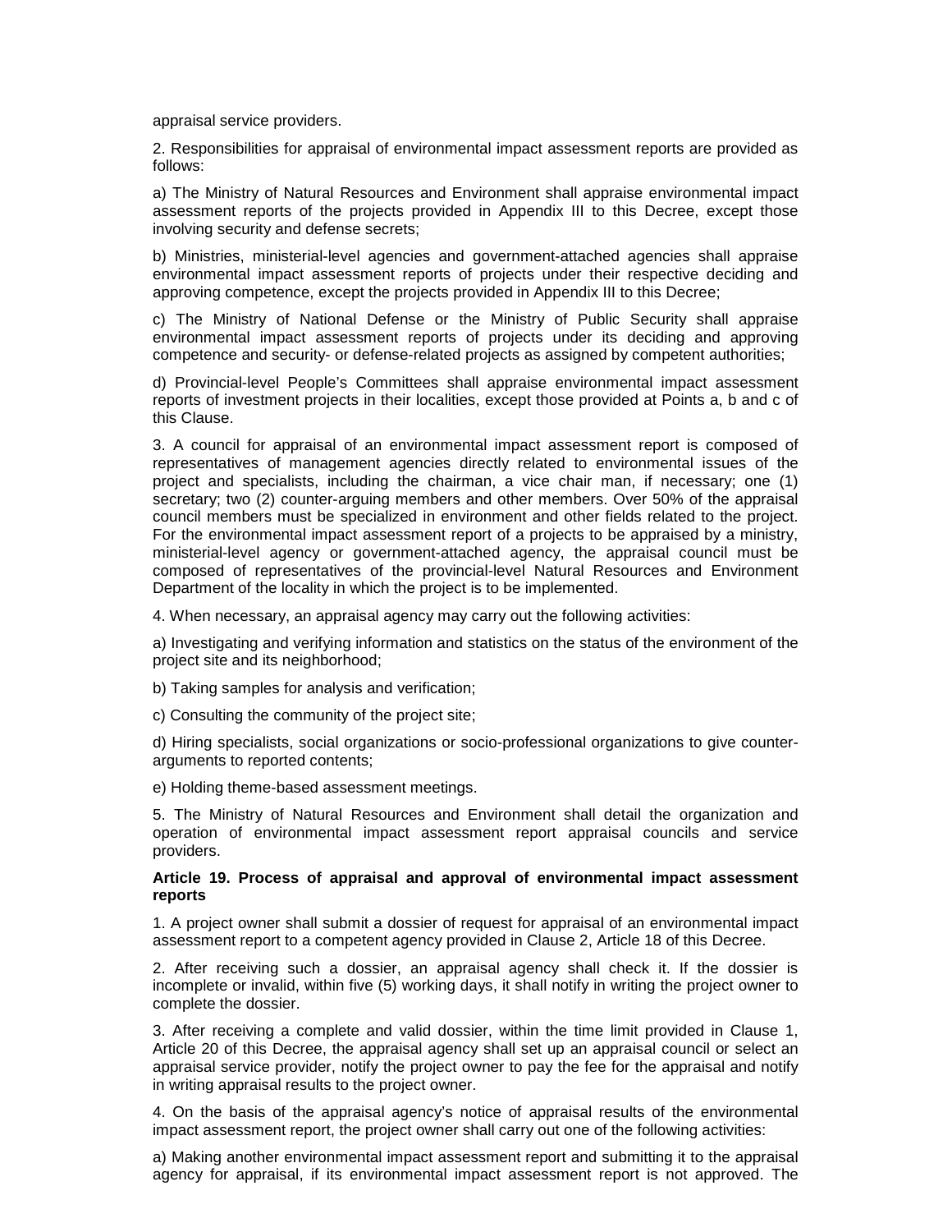appraisal service providers.

2. Responsibilities for appraisal of environmental impact assessment reports are provided as follows:

a) The Ministry of Natural Resources and Environment shall appraise environmental impact assessment reports of the projects provided in Appendix III to this Decree, except those involving security and defense secrets;

b) Ministries, ministerial-level agencies and government-attached agencies shall appraise environmental impact assessment reports of projects under their respective deciding and approving competence, except the projects provided in Appendix III to this Decree;

c) The Ministry of National Defense or the Ministry of Public Security shall appraise environmental impact assessment reports of projects under its deciding and approving competence and security- or defense-related projects as assigned by competent authorities;

d) Provincial-level People's Committees shall appraise environmental impact assessment reports of investment projects in their localities, except those provided at Points a, b and c of this Clause.

3. A council for appraisal of an environmental impact assessment report is composed of representatives of management agencies directly related to environmental issues of the project and specialists, including the chairman, a vice chair man, if necessary; one (1) secretary; two (2) counter-arguing members and other members. Over 50% of the appraisal council members must be specialized in environment and other fields related to the project. For the environmental impact assessment report of a projects to be appraised by a ministry, ministerial-level agency or government-attached agency, the appraisal council must be composed of representatives of the provincial-level Natural Resources and Environment Department of the locality in which the project is to be implemented.

4. When necessary, an appraisal agency may carry out the following activities:

a) Investigating and verifying information and statistics on the status of the environment of the project site and its neighborhood;

b) Taking samples for analysis and verification;

c) Consulting the community of the project site;

d) Hiring specialists, social organizations or socio-professional organizations to give counter-arguments to reported contents;

e) Holding theme-based assessment meetings.

5. The Ministry of Natural Resources and Environment shall detail the organization and operation of environmental impact assessment report appraisal councils and service providers.

**Article 19. Process of appraisal and approval of environmental impact assessment reports**

1. A project owner shall submit a dossier of request for appraisal of an environmental impact assessment report to a competent agency provided in Clause 2, Article 18 of this Decree.

2. After receiving such a dossier, an appraisal agency shall check it. If the dossier is incomplete or invalid, within five (5) working days, it shall notify in writing the project owner to complete the dossier.

3. After receiving a complete and valid dossier, within the time limit provided in Clause 1, Article 20 of this Decree, the appraisal agency shall set up an appraisal council or select an appraisal service provider, notify the project owner to pay the fee for the appraisal and notify in writing appraisal results to the project owner.

4. On the basis of the appraisal agency's notice of appraisal results of the environmental impact assessment report, the project owner shall carry out one of the following activities:

a) Making another environmental impact assessment report and submitting it to the appraisal agency for appraisal, if its environmental impact assessment report is not approved. The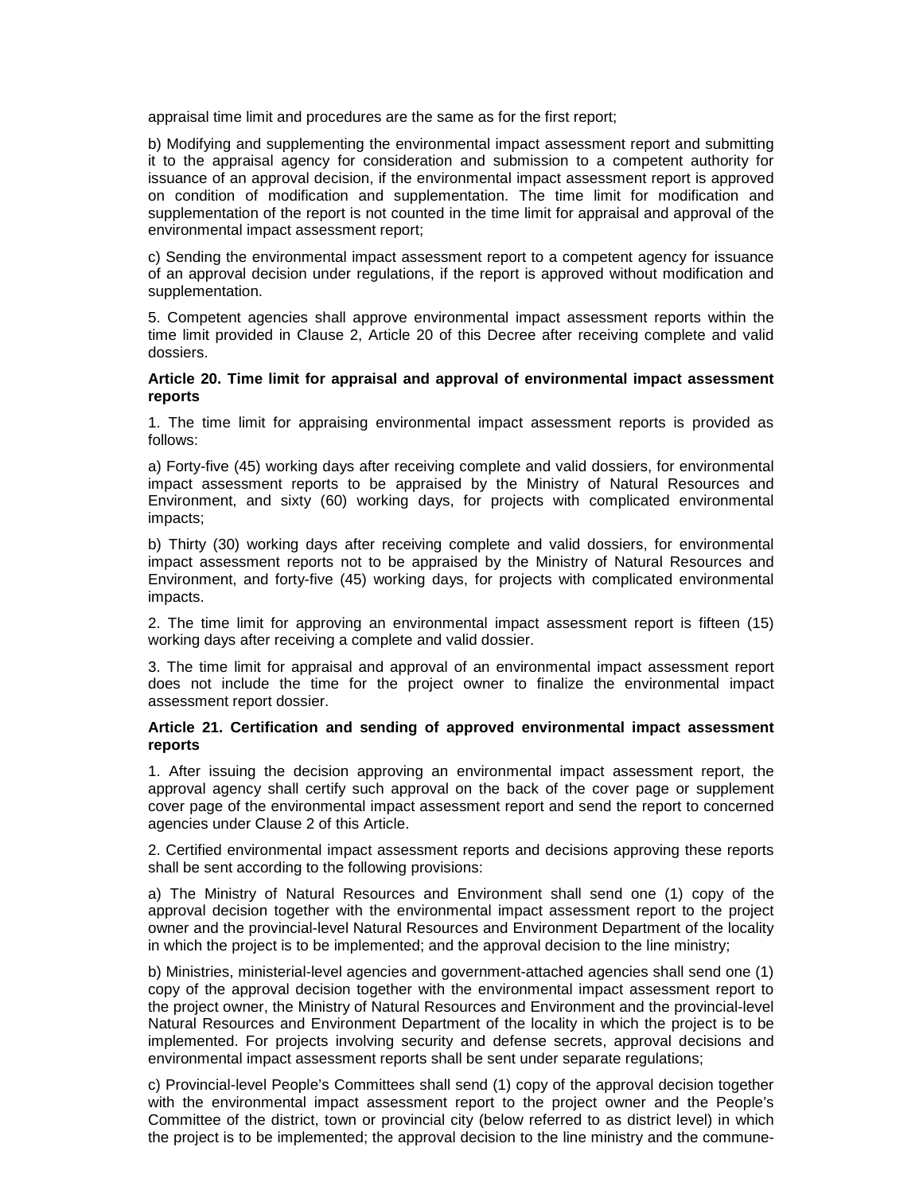appraisal time limit and procedures are the same as for the first report;

b) Modifying and supplementing the environmental impact assessment report and submitting it to the appraisal agency for consideration and submission to a competent authority for issuance of an approval decision, if the environmental impact assessment report is approved on condition of modification and supplementation. The time limit for modification and supplementation of the report is not counted in the time limit for appraisal and approval of the environmental impact assessment report;

c) Sending the environmental impact assessment report to a competent agency for issuance of an approval decision under regulations, if the report is approved without modification and supplementation.

5. Competent agencies shall approve environmental impact assessment reports within the time limit provided in Clause 2, Article 20 of this Decree after receiving complete and valid dossiers.

**Article 20. Time limit for appraisal and approval of environmental impact assessment reports**

1. The time limit for appraising environmental impact assessment reports is provided as follows:

a) Forty-five (45) working days after receiving complete and valid dossiers, for environmental impact assessment reports to be appraised by the Ministry of Natural Resources and Environment, and sixty (60) working days, for projects with complicated environmental impacts;

b) Thirty (30) working days after receiving complete and valid dossiers, for environmental impact assessment reports not to be appraised by the Ministry of Natural Resources and Environment, and forty-five (45) working days, for projects with complicated environmental impacts.

2. The time limit for approving an environmental impact assessment report is fifteen (15) working days after receiving a complete and valid dossier.

3. The time limit for appraisal and approval of an environmental impact assessment report does not include the time for the project owner to finalize the environmental impact assessment report dossier.

**Article 21. Certification and sending of approved environmental impact assessment reports**

1. After issuing the decision approving an environmental impact assessment report, the approval agency shall certify such approval on the back of the cover page or supplement cover page of the environmental impact assessment report and send the report to concerned agencies under Clause 2 of this Article.

2. Certified environmental impact assessment reports and decisions approving these reports shall be sent according to the following provisions:

a) The Ministry of Natural Resources and Environment shall send one (1) copy of the approval decision together with the environmental impact assessment report to the project owner and the provincial-level Natural Resources and Environment Department of the locality in which the project is to be implemented; and the approval decision to the line ministry;

b) Ministries, ministerial-level agencies and government-attached agencies shall send one (1) copy of the approval decision together with the environmental impact assessment report to the project owner, the Ministry of Natural Resources and Environment and the provincial-level Natural Resources and Environment Department of the locality in which the project is to be implemented. For projects involving security and defense secrets, approval decisions and environmental impact assessment reports shall be sent under separate regulations;

c) Provincial-level People's Committees shall send (1) copy of the approval decision together with the environmental impact assessment report to the project owner and the People's Committee of the district, town or provincial city (below referred to as district level) in which the project is to be implemented; the approval decision to the line ministry and the commune-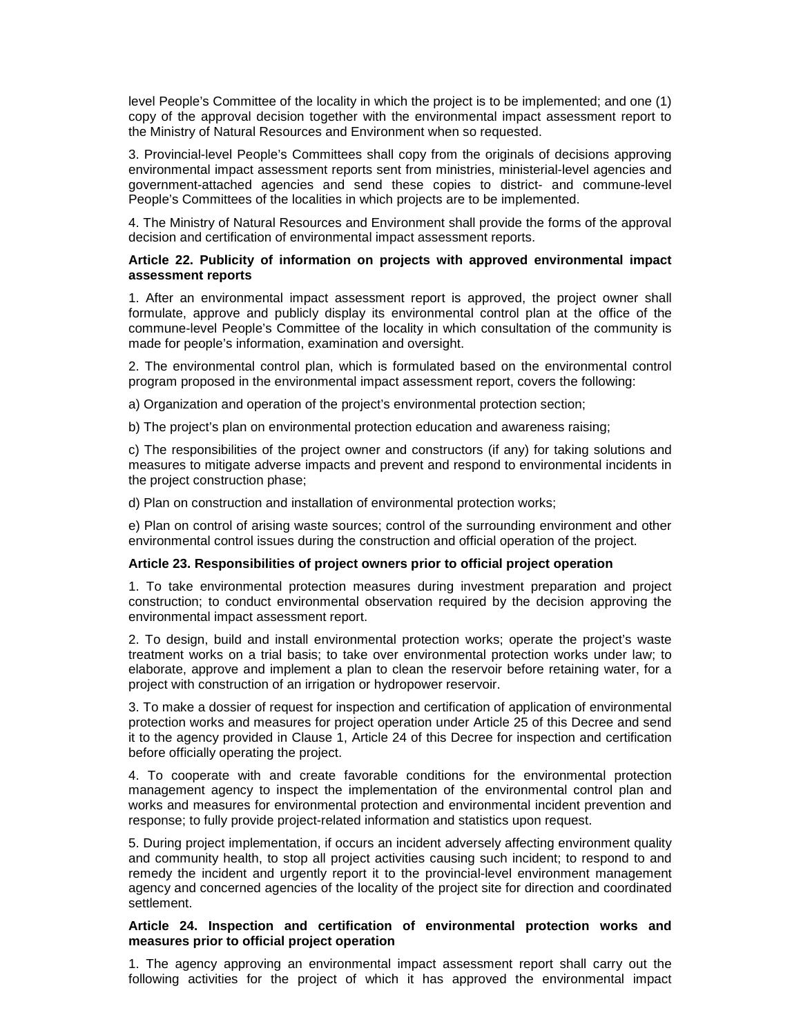level People's Committee of the locality in which the project is to be implemented; and one (1) copy of the approval decision together with the environmental impact assessment report to the Ministry of Natural Resources and Environment when so requested.

3. Provincial-level People's Committees shall copy from the originals of decisions approving environmental impact assessment reports sent from ministries, ministerial-level agencies and government-attached agencies and send these copies to district- and commune-level People's Committees of the localities in which projects are to be implemented.

4. The Ministry of Natural Resources and Environment shall provide the forms of the approval decision and certification of environmental impact assessment reports.

**Article 22. Publicity of information on projects with approved environmental impact assessment reports**

1. After an environmental impact assessment report is approved, the project owner shall formulate, approve and publicly display its environmental control plan at the office of the commune-level People's Committee of the locality in which consultation of the community is made for people's information, examination and oversight.

2. The environmental control plan, which is formulated based on the environmental control program proposed in the environmental impact assessment report, covers the following:

a) Organization and operation of the project's environmental protection section;

b) The project's plan on environmental protection education and awareness raising;

c) The responsibilities of the project owner and constructors (if any) for taking solutions and measures to mitigate adverse impacts and prevent and respond to environmental incidents in the project construction phase;

d) Plan on construction and installation of environmental protection works;

e) Plan on control of arising waste sources; control of the surrounding environment and other environmental control issues during the construction and official operation of the project.

**Article 23. Responsibilities of project owners prior to official project operation**

1. To take environmental protection measures during investment preparation and project construction; to conduct environmental observation required by the decision approving the environmental impact assessment report.

2. To design, build and install environmental protection works; operate the project's waste treatment works on a trial basis; to take over environmental protection works under law; to elaborate, approve and implement a plan to clean the reservoir before retaining water, for a project with construction of an irrigation or hydropower reservoir.

3. To make a dossier of request for inspection and certification of application of environmental protection works and measures for project operation under Article 25 of this Decree and send it to the agency provided in Clause 1, Article 24 of this Decree for inspection and certification before officially operating the project.

4. To cooperate with and create favorable conditions for the environmental protection management agency to inspect the implementation of the environmental control plan and works and measures for environmental protection and environmental incident prevention and response; to fully provide project-related information and statistics upon request.

5. During project implementation, if occurs an incident adversely affecting environment quality and community health, to stop all project activities causing such incident; to respond to and remedy the incident and urgently report it to the provincial-level environment management agency and concerned agencies of the locality of the project site for direction and coordinated settlement.

**Article 24. Inspection and certification of environmental protection works and measures prior to official project operation**

1. The agency approving an environmental impact assessment report shall carry out the following activities for the project of which it has approved the environmental impact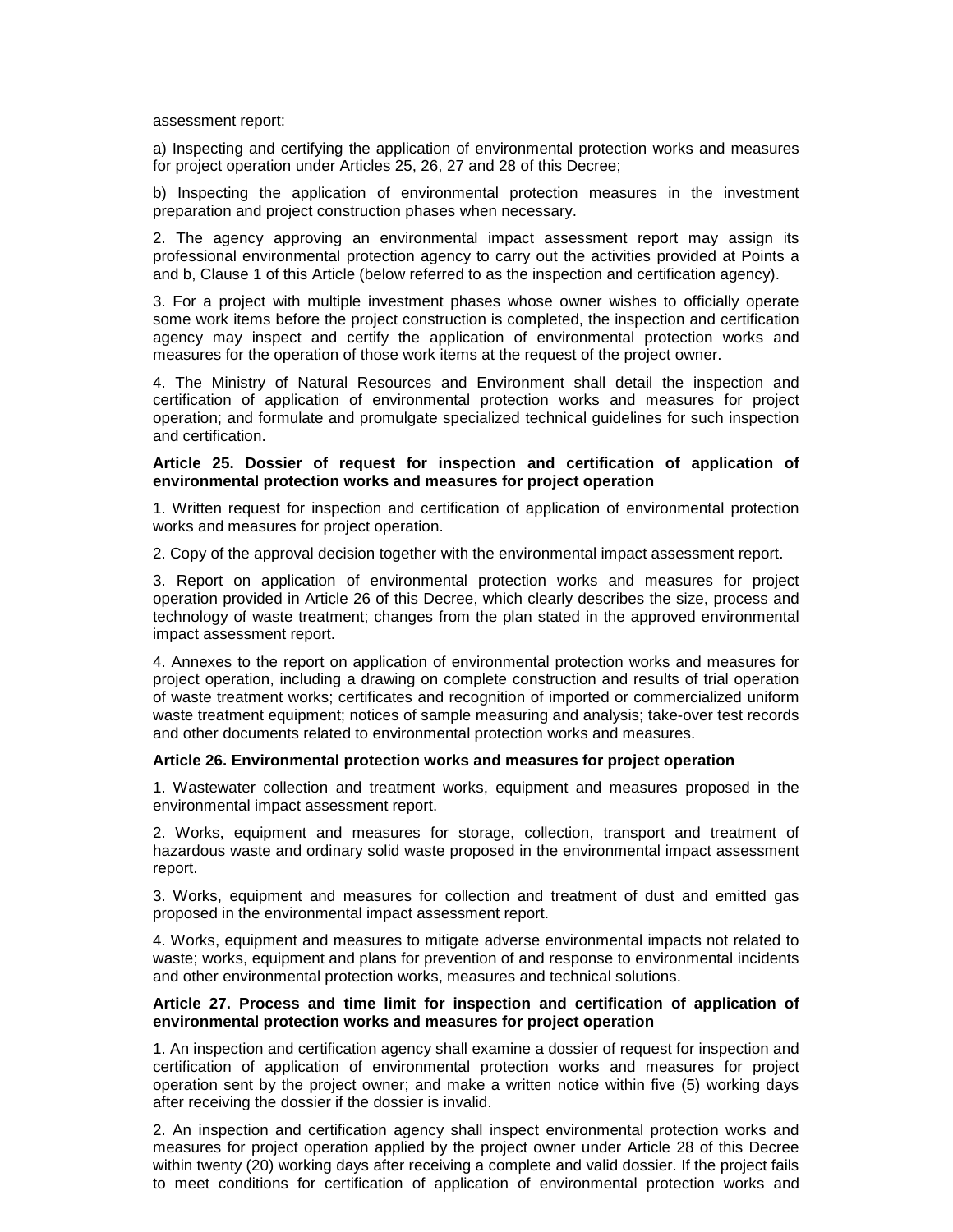assessment report:

a) Inspecting and certifying the application of environmental protection works and measures for project operation under Articles 25, 26, 27 and 28 of this Decree;

b) Inspecting the application of environmental protection measures in the investment preparation and project construction phases when necessary.

2. The agency approving an environmental impact assessment report may assign its professional environmental protection agency to carry out the activities provided at Points a and b, Clause 1 of this Article (below referred to as the inspection and certification agency).

3. For a project with multiple investment phases whose owner wishes to officially operate some work items before the project construction is completed, the inspection and certification agency may inspect and certify the application of environmental protection works and measures for the operation of those work items at the request of the project owner.

4. The Ministry of Natural Resources and Environment shall detail the inspection and certification of application of environmental protection works and measures for project operation; and formulate and promulgate specialized technical guidelines for such inspection and certification.

**Article 25. Dossier of request for inspection and certification of application of environmental protection works and measures for project operation**

1. Written request for inspection and certification of application of environmental protection works and measures for project operation.

2. Copy of the approval decision together with the environmental impact assessment report.

3. Report on application of environmental protection works and measures for project operation provided in Article 26 of this Decree, which clearly describes the size, process and technology of waste treatment; changes from the plan stated in the approved environmental impact assessment report.

4. Annexes to the report on application of environmental protection works and measures for project operation, including a drawing on complete construction and results of trial operation of waste treatment works; certificates and recognition of imported or commercialized uniform waste treatment equipment; notices of sample measuring and analysis; take-over test records and other documents related to environmental protection works and measures.

**Article 26. Environmental protection works and measures for project operation**

1. Wastewater collection and treatment works, equipment and measures proposed in the environmental impact assessment report.

2. Works, equipment and measures for storage, collection, transport and treatment of hazardous waste and ordinary solid waste proposed in the environmental impact assessment report.

3. Works, equipment and measures for collection and treatment of dust and emitted gas proposed in the environmental impact assessment report.

4. Works, equipment and measures to mitigate adverse environmental impacts not related to waste; works, equipment and plans for prevention of and response to environmental incidents and other environmental protection works, measures and technical solutions.

**Article 27. Process and time limit for inspection and certification of application of environmental protection works and measures for project operation**

1. An inspection and certification agency shall examine a dossier of request for inspection and certification of application of environmental protection works and measures for project operation sent by the project owner; and make a written notice within five (5) working days after receiving the dossier if the dossier is invalid.

2. An inspection and certification agency shall inspect environmental protection works and measures for project operation applied by the project owner under Article 28 of this Decree within twenty (20) working days after receiving a complete and valid dossier. If the project fails to meet conditions for certification of application of environmental protection works and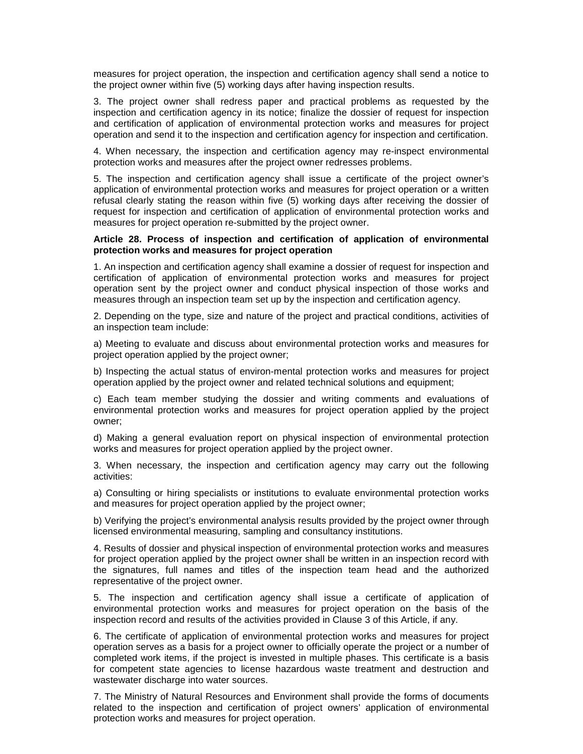measures for project operation, the inspection and certification agency shall send a notice to the project owner within five (5) working days after having inspection results.

3. The project owner shall redress paper and practical problems as requested by the inspection and certification agency in its notice; finalize the dossier of request for inspection and certification of application of environmental protection works and measures for project operation and send it to the inspection and certification agency for inspection and certification.

4. When necessary, the inspection and certification agency may re-inspect environmental protection works and measures after the project owner redresses problems.

5. The inspection and certification agency shall issue a certificate of the project owner's application of environmental protection works and measures for project operation or a written refusal clearly stating the reason within five (5) working days after receiving the dossier of request for inspection and certification of application of environmental protection works and measures for project operation re-submitted by the project owner.

**Article 28. Process of inspection and certification of application of environmental protection works and measures for project operation**

1. An inspection and certification agency shall examine a dossier of request for inspection and certification of application of environmental protection works and measures for project operation sent by the project owner and conduct physical inspection of those works and measures through an inspection team set up by the inspection and certification agency.

2. Depending on the type, size and nature of the project and practical conditions, activities of an inspection team include:

a) Meeting to evaluate and discuss about environmental protection works and measures for project operation applied by the project owner;

b) Inspecting the actual status of environ-mental protection works and measures for project operation applied by the project owner and related technical solutions and equipment;

c) Each team member studying the dossier and writing comments and evaluations of environmental protection works and measures for project operation applied by the project owner;

d) Making a general evaluation report on physical inspection of environmental protection works and measures for project operation applied by the project owner.

3. When necessary, the inspection and certification agency may carry out the following activities:

a) Consulting or hiring specialists or institutions to evaluate environmental protection works and measures for project operation applied by the project owner;

b) Verifying the project's environmental analysis results provided by the project owner through licensed environmental measuring, sampling and consultancy institutions.

4. Results of dossier and physical inspection of environmental protection works and measures for project operation applied by the project owner shall be written in an inspection record with the signatures, full names and titles of the inspection team head and the authorized representative of the project owner.

5. The inspection and certification agency shall issue a certificate of application of environmental protection works and measures for project operation on the basis of the inspection record and results of the activities provided in Clause 3 of this Article, if any.

6. The certificate of application of environmental protection works and measures for project operation serves as a basis for a project owner to officially operate the project or a number of completed work items, if the project is invested in multiple phases. This certificate is a basis for competent state agencies to license hazardous waste treatment and destruction and wastewater discharge into water sources.

7. The Ministry of Natural Resources and Environment shall provide the forms of documents related to the inspection and certification of project owners' application of environmental protection works and measures for project operation.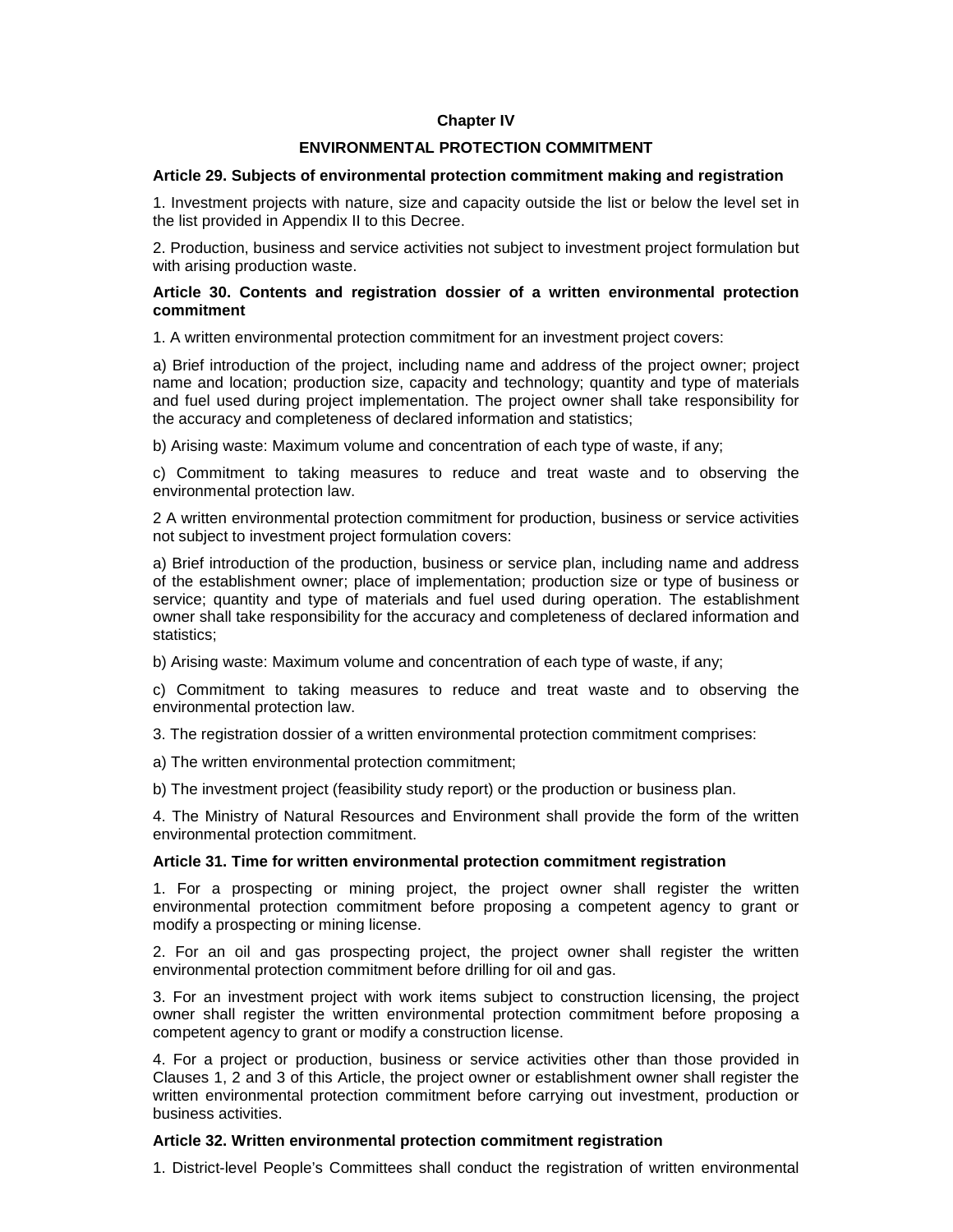## Chapter IV

## ENVIRONMENTAL PROTECTION COMMITMENT

### Article 29. Subjects of environmental protection commitment making and registration

1. Investment projects with nature, size and capacity outside the list or below the level set in the list provided in Appendix II to this Decree.

2. Production, business and service activities not subject to investment project formulation but with arising production waste.

### Article 30. Contents and registration dossier of a written environmental protection commitment

1. A written environmental protection commitment for an investment project covers:

a) Brief introduction of the project, including name and address of the project owner; project name and location; production size, capacity and technology; quantity and type of materials and fuel used during project implementation. The project owner shall take responsibility for the accuracy and completeness of declared information and statistics;

b) Arising waste: Maximum volume and concentration of each type of waste, if any;

c) Commitment to taking measures to reduce and treat waste and to observing the environmental protection law.

2 A written environmental protection commitment for production, business or service activities not subject to investment project formulation covers:

a) Brief introduction of the production, business or service plan, including name and address of the establishment owner; place of implementation; production size or type of business or service; quantity and type of materials and fuel used during operation. The establishment owner shall take responsibility for the accuracy and completeness of declared information and statistics;

b) Arising waste: Maximum volume and concentration of each type of waste, if any;

c) Commitment to taking measures to reduce and treat waste and to observing the environmental protection law.

3. The registration dossier of a written environmental protection commitment comprises:

a) The written environmental protection commitment;

b) The investment project (feasibility study report) or the production or business plan.

4. The Ministry of Natural Resources and Environment shall provide the form of the written environmental protection commitment.

### Article 31. Time for written environmental protection commitment registration

1. For a prospecting or mining project, the project owner shall register the written environmental protection commitment before proposing a competent agency to grant or modify a prospecting or mining license.

2. For an oil and gas prospecting project, the project owner shall register the written environmental protection commitment before drilling for oil and gas.

3. For an investment project with work items subject to construction licensing, the project owner shall register the written environmental protection commitment before proposing a competent agency to grant or modify a construction license.

4. For a project or production, business or service activities other than those provided in Clauses 1, 2 and 3 of this Article, the project owner or establishment owner shall register the written environmental protection commitment before carrying out investment, production or business activities.

### Article 32. Written environmental protection commitment registration

1. District-level People's Committees shall conduct the registration of written environmental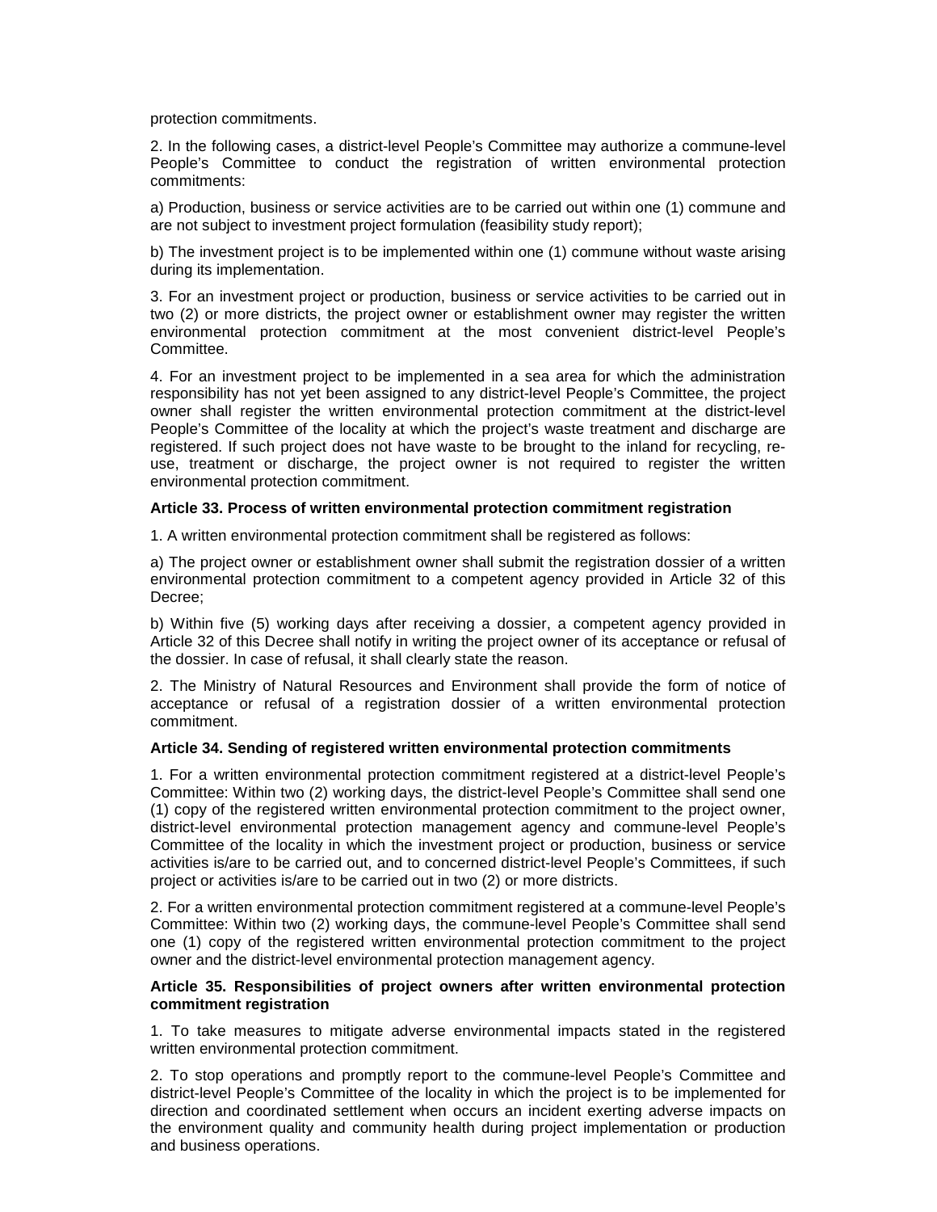protection commitments.

2. In the following cases, a district-level People's Committee may authorize a commune-level People's Committee to conduct the registration of written environmental protection commitments:

a) Production, business or service activities are to be carried out within one (1) commune and are not subject to investment project formulation (feasibility study report);

b) The investment project is to be implemented within one (1) commune without waste arising during its implementation.

3. For an investment project or production, business or service activities to be carried out in two (2) or more districts, the project owner or establishment owner may register the written environmental protection commitment at the most convenient district-level People's Committee.

4. For an investment project to be implemented in a sea area for which the administration responsibility has not yet been assigned to any district-level People's Committee, the project owner shall register the written environmental protection commitment at the district-level People's Committee of the locality at which the project's waste treatment and discharge are registered. If such project does not have waste to be brought to the inland for recycling, re-use, treatment or discharge, the project owner is not required to register the written environmental protection commitment.

**Article 33. Process of written environmental protection commitment registration**

1. A written environmental protection commitment shall be registered as follows:

a) The project owner or establishment owner shall submit the registration dossier of a written environmental protection commitment to a competent agency provided in Article 32 of this Decree;

b) Within five (5) working days after receiving a dossier, a competent agency provided in Article 32 of this Decree shall notify in writing the project owner of its acceptance or refusal of the dossier. In case of refusal, it shall clearly state the reason.

2. The Ministry of Natural Resources and Environment shall provide the form of notice of acceptance or refusal of a registration dossier of a written environmental protection commitment.

**Article 34. Sending of registered written environmental protection commitments**

1. For a written environmental protection commitment registered at a district-level People's Committee: Within two (2) working days, the district-level People's Committee shall send one (1) copy of the registered written environmental protection commitment to the project owner, district-level environmental protection management agency and commune-level People's Committee of the locality in which the investment project or production, business or service activities is/are to be carried out, and to concerned district-level People's Committees, if such project or activities is/are to be carried out in two (2) or more districts.

2. For a written environmental protection commitment registered at a commune-level People's Committee: Within two (2) working days, the commune-level People's Committee shall send one (1) copy of the registered written environmental protection commitment to the project owner and the district-level environmental protection management agency.

**Article 35. Responsibilities of project owners after written environmental protection commitment registration**

1. To take measures to mitigate adverse environmental impacts stated in the registered written environmental protection commitment.

2. To stop operations and promptly report to the commune-level People's Committee and district-level People's Committee of the locality in which the project is to be implemented for direction and coordinated settlement when occurs an incident exerting adverse impacts on the environment quality and community health during project implementation or production and business operations.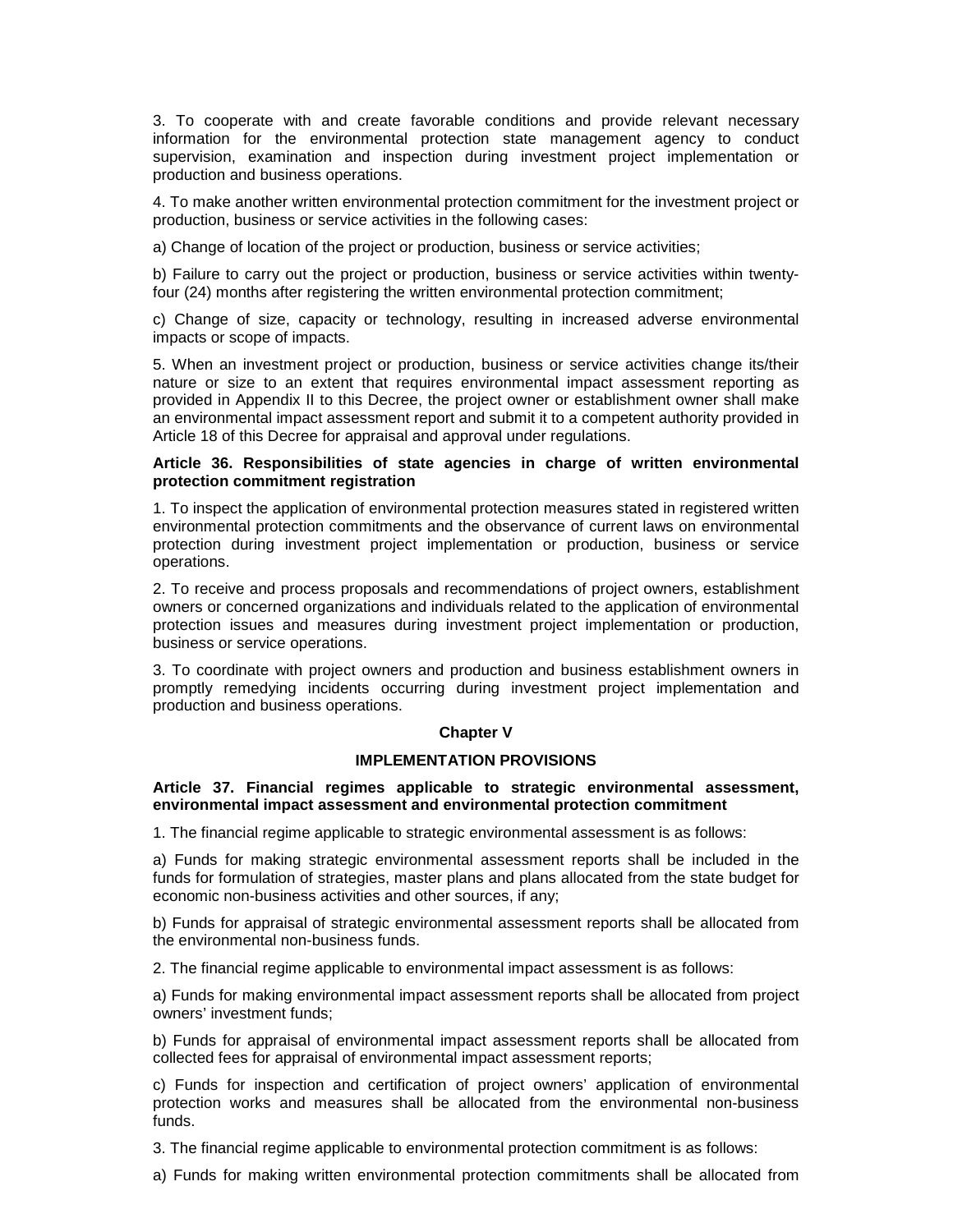3. To cooperate with and create favorable conditions and provide relevant necessary information for the environmental protection state management agency to conduct supervision, examination and inspection during investment project implementation or production and business operations.

4. To make another written environmental protection commitment for the investment project or production, business or service activities in the following cases:

a) Change of location of the project or production, business or service activities;

b) Failure to carry out the project or production, business or service activities within twenty-four (24) months after registering the written environmental protection commitment;

c) Change of size, capacity or technology, resulting in increased adverse environmental impacts or scope of impacts.

5. When an investment project or production, business or service activities change its/their nature or size to an extent that requires environmental impact assessment reporting as provided in Appendix II to this Decree, the project owner or establishment owner shall make an environmental impact assessment report and submit it to a competent authority provided in Article 18 of this Decree for appraisal and approval under regulations.

**Article 36. Responsibilities of state agencies in charge of written environmental protection commitment registration**

1. To inspect the application of environmental protection measures stated in registered written environmental protection commitments and the observance of current laws on environmental protection during investment project implementation or production, business or service operations.

2. To receive and process proposals and recommendations of project owners, establishment owners or concerned organizations and individuals related to the application of environmental protection issues and measures during investment project implementation or production, business or service operations.

3. To coordinate with project owners and production and business establishment owners in promptly remedying incidents occurring during investment project implementation and production and business operations.

## Chapter V

## IMPLEMENTATION PROVISIONS

**Article 37. Financial regimes applicable to strategic environmental assessment, environmental impact assessment and environmental protection commitment**

1. The financial regime applicable to strategic environmental assessment is as follows:

a) Funds for making strategic environmental assessment reports shall be included in the funds for formulation of strategies, master plans and plans allocated from the state budget for economic non-business activities and other sources, if any;

b) Funds for appraisal of strategic environmental assessment reports shall be allocated from the environmental non-business funds.

2. The financial regime applicable to environmental impact assessment is as follows:

a) Funds for making environmental impact assessment reports shall be allocated from project owners' investment funds;

b) Funds for appraisal of environmental impact assessment reports shall be allocated from collected fees for appraisal of environmental impact assessment reports;

c) Funds for inspection and certification of project owners' application of environmental protection works and measures shall be allocated from the environmental non-business funds.

3. The financial regime applicable to environmental protection commitment is as follows:

a) Funds for making written environmental protection commitments shall be allocated from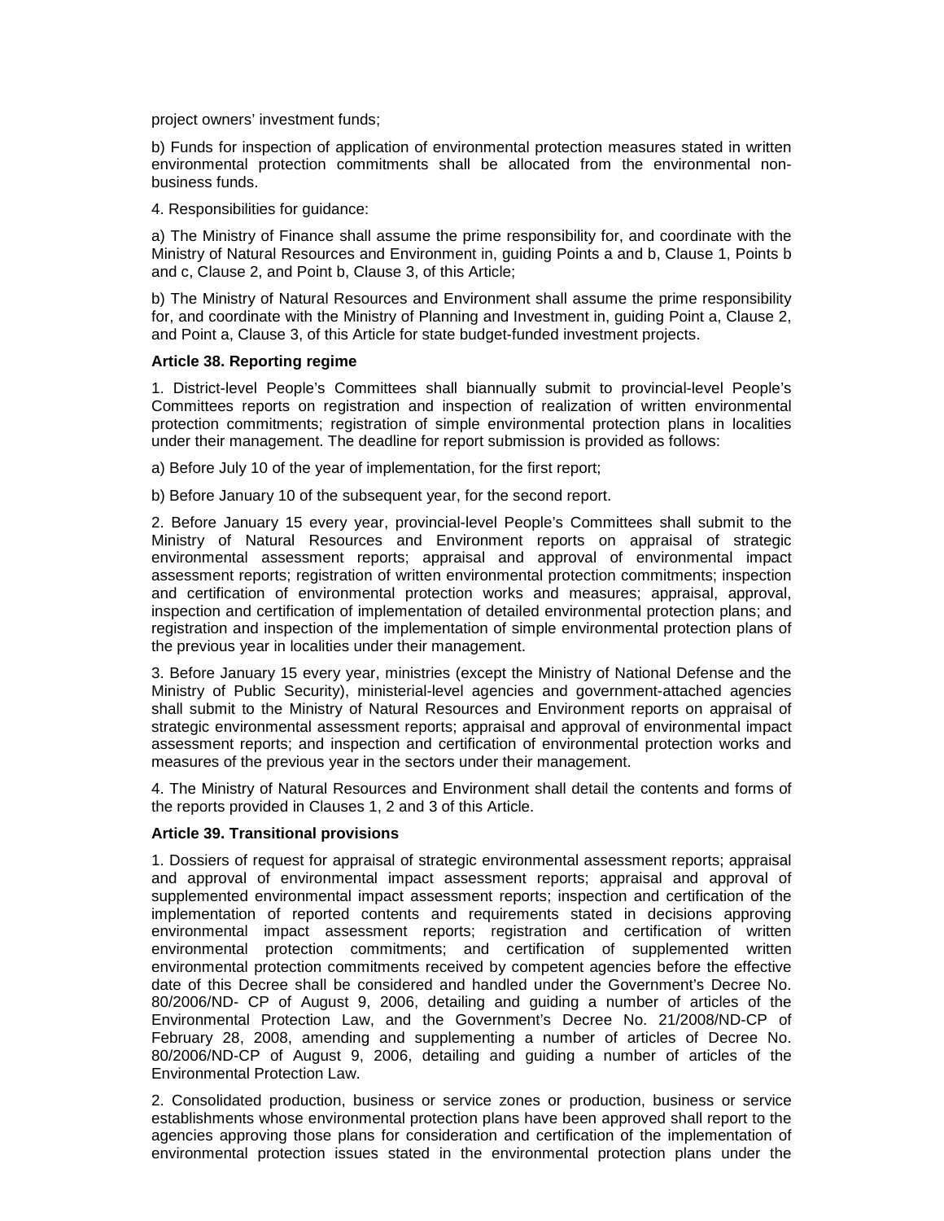project owners' investment funds;

b) Funds for inspection of application of environmental protection measures stated in written environmental protection commitments shall be allocated from the environmental non-business funds.

4. Responsibilities for guidance:

a) The Ministry of Finance shall assume the prime responsibility for, and coordinate with the Ministry of Natural Resources and Environment in, guiding Points a and b, Clause 1, Points b and c, Clause 2, and Point b, Clause 3, of this Article;

b) The Ministry of Natural Resources and Environment shall assume the prime responsibility for, and coordinate with the Ministry of Planning and Investment in, guiding Point a, Clause 2, and Point a, Clause 3, of this Article for state budget-funded investment projects.

**Article 38. Reporting regime**

1. District-level People's Committees shall biannually submit to provincial-level People's Committees reports on registration and inspection of realization of written environmental protection commitments; registration of simple environmental protection plans in localities under their management. The deadline for report submission is provided as follows:

a) Before July 10 of the year of implementation, for the first report;

b) Before January 10 of the subsequent year, for the second report.

2. Before January 15 every year, provincial-level People's Committees shall submit to the Ministry of Natural Resources and Environment reports on appraisal of strategic environmental assessment reports; appraisal and approval of environmental impact assessment reports; registration of written environmental protection commitments; inspection and certification of environmental protection works and measures; appraisal, approval, inspection and certification of implementation of detailed environmental protection plans; and registration and inspection of the implementation of simple environmental protection plans of the previous year in localities under their management.

3. Before January 15 every year, ministries (except the Ministry of National Defense and the Ministry of Public Security), ministerial-level agencies and government-attached agencies shall submit to the Ministry of Natural Resources and Environment reports on appraisal of strategic environmental assessment reports; appraisal and approval of environmental impact assessment reports; and inspection and certification of environmental protection works and measures of the previous year in the sectors under their management.

4. The Ministry of Natural Resources and Environment shall detail the contents and forms of the reports provided in Clauses 1, 2 and 3 of this Article.

**Article 39. Transitional provisions**

1. Dossiers of request for appraisal of strategic environmental assessment reports; appraisal and approval of environmental impact assessment reports; appraisal and approval of supplemented environmental impact assessment reports; inspection and certification of the implementation of reported contents and requirements stated in decisions approving environmental impact assessment reports; registration and certification of written environmental protection commitments; and certification of supplemented written environmental protection commitments received by competent agencies before the effective date of this Decree shall be considered and handled under the Government's Decree No. 80/2006/ND- CP of August 9, 2006, detailing and guiding a number of articles of the Environmental Protection Law, and the Government's Decree No. 21/2008/ND-CP of February 28, 2008, amending and supplementing a number of articles of Decree No. 80/2006/ND-CP of August 9, 2006, detailing and guiding a number of articles of the Environmental Protection Law.

2. Consolidated production, business or service zones or production, business or service establishments whose environmental protection plans have been approved shall report to the agencies approving those plans for consideration and certification of the implementation of environmental protection issues stated in the environmental protection plans under the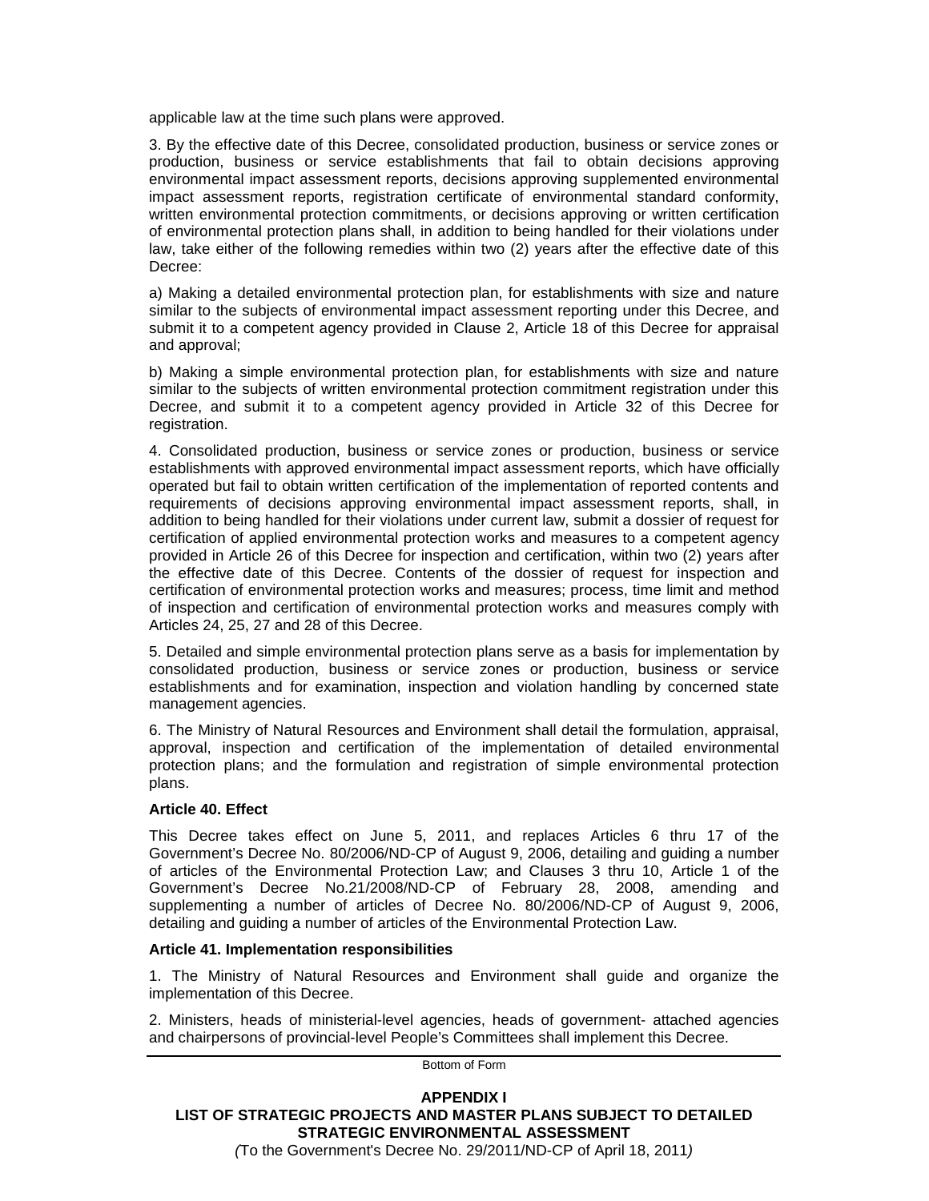applicable law at the time such plans were approved.

3. By the effective date of this Decree, consolidated production, business or service zones or production, business or service establishments that fail to obtain decisions approving environmental impact assessment reports, decisions approving supplemented environmental impact assessment reports, registration certificate of environmental standard conformity, written environmental protection commitments, or decisions approving or written certification of environmental protection plans shall, in addition to being handled for their violations under law, take either of the following remedies within two (2) years after the effective date of this Decree:

a) Making a detailed environmental protection plan, for establishments with size and nature similar to the subjects of environmental impact assessment reporting under this Decree, and submit it to a competent agency provided in Clause 2, Article 18 of this Decree for appraisal and approval;

b) Making a simple environmental protection plan, for establishments with size and nature similar to the subjects of written environmental protection commitment registration under this Decree, and submit it to a competent agency provided in Article 32 of this Decree for registration.

4. Consolidated production, business or service zones or production, business or service establishments with approved environmental impact assessment reports, which have officially operated but fail to obtain written certification of the implementation of reported contents and requirements of decisions approving environmental impact assessment reports, shall, in addition to being handled for their violations under current law, submit a dossier of request for certification of applied environmental protection works and measures to a competent agency provided in Article 26 of this Decree for inspection and certification, within two (2) years after the effective date of this Decree. Contents of the dossier of request for inspection and certification of environmental protection works and measures; process, time limit and method of inspection and certification of environmental protection works and measures comply with Articles 24, 25, 27 and 28 of this Decree.

5. Detailed and simple environmental protection plans serve as a basis for implementation by consolidated production, business or service zones or production, business or service establishments and for examination, inspection and violation handling by concerned state management agencies.

6. The Ministry of Natural Resources and Environment shall detail the formulation, appraisal, approval, inspection and certification of the implementation of detailed environmental protection plans; and the formulation and registration of simple environmental protection plans.

**Article 40. Effect**

This Decree takes effect on June 5, 2011, and replaces Articles 6 thru 17 of the Government's Decree No. 80/2006/ND-CP of August 9, 2006, detailing and guiding a number of articles of the Environmental Protection Law; and Clauses 3 thru 10, Article 1 of the Government's Decree No.21/2008/ND-CP of February 28, 2008, amending and supplementing a number of articles of Decree No. 80/2006/ND-CP of August 9, 2006, detailing and guiding a number of articles of the Environmental Protection Law.

**Article 41. Implementation responsibilities**

1. The Ministry of Natural Resources and Environment shall guide and organize the implementation of this Decree.

2. Ministers, heads of ministerial-level agencies, heads of government- attached agencies and chairpersons of provincial-level People's Committees shall implement this Decree.

Bottom of Form

**APPENDIX I**
**LIST OF STRATEGIC PROJECTS AND MASTER PLANS SUBJECT TO DETAILED STRATEGIC ENVIRONMENTAL ASSESSMENT**

*(To the Government's Decree No. 29/2011/ND-CP of April 18, 2011)*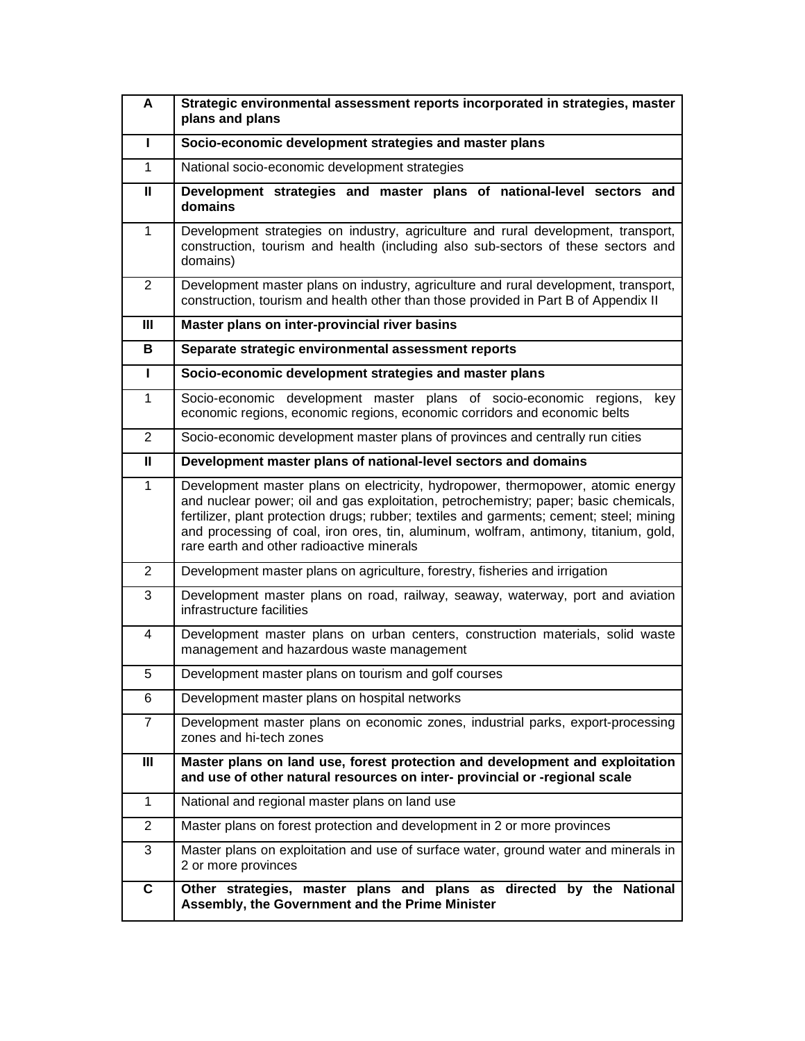| | |
|---|---|
| **A** | **Strategic environmental assessment reports incorporated in strategies, master plans and plans** |
| **I** | **Socio-economic development strategies and master plans** |
| 1 | National socio-economic development strategies |
| **II** | **Development strategies and master plans of national-level sectors and domains** |
| 1 | Development strategies on industry, agriculture and rural development, transport, construction, tourism and health (including also sub-sectors of these sectors and domains) |
| 2 | Development master plans on industry, agriculture and rural development, transport, construction, tourism and health other than those provided in Part B of Appendix II |
| **III** | **Master plans on inter-provincial river basins** |
| **B** | **Separate strategic environmental assessment reports** |
| **I** | **Socio-economic development strategies and master plans** |
| 1 | Socio-economic development master plans of socio-economic regions, key economic regions, economic regions, economic corridors and economic belts |
| 2 | Socio-economic development master plans of provinces and centrally run cities |
| **II** | **Development master plans of national-level sectors and domains** |
| 1 | Development master plans on electricity, hydropower, thermopower, atomic energy and nuclear power; oil and gas exploitation, petrochemistry; paper; basic chemicals, fertilizer, plant protection drugs; rubber; textiles and garments; cement; steel; mining and processing of coal, iron ores, tin, aluminum, wolfram, antimony, titanium, gold, rare earth and other radioactive minerals |
| 2 | Development master plans on agriculture, forestry, fisheries and irrigation |
| 3 | Development master plans on road, railway, seaway, waterway, port and aviation infrastructure facilities |
| 4 | Development master plans on urban centers, construction materials, solid waste management and hazardous waste management |
| 5 | Development master plans on tourism and golf courses |
| 6 | Development master plans on hospital networks |
| 7 | Development master plans on economic zones, industrial parks, export-processing zones and hi-tech zones |
| **III** | **Master plans on land use, forest protection and development and exploitation and use of other natural resources on inter- provincial or -regional scale** |
| 1 | National and regional master plans on land use |
| 2 | Master plans on forest protection and development in 2 or more provinces |
| 3 | Master plans on exploitation and use of surface water, ground water and minerals in 2 or more provinces |
| **C** | **Other strategies, master plans and plans as directed by the National Assembly, the Government and the Prime Minister** |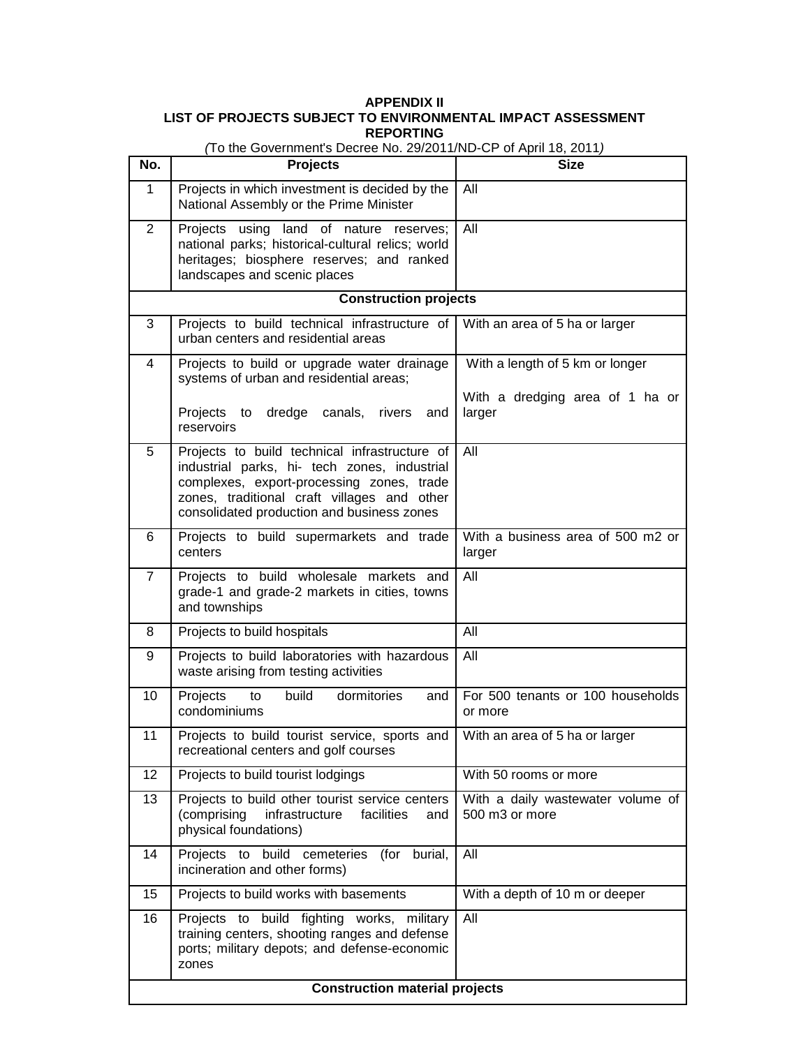**APPENDIX II**
**LIST OF PROJECTS SUBJECT TO ENVIRONMENTAL IMPACT ASSESSMENT REPORTING**

*(To the Government's Decree No. 29/2011/ND-CP of April 18, 2011)*

| No. | Projects | Size |
|---|---|---|
| 1 | Projects in which investment is decided by the National Assembly or the Prime Minister | All |
| 2 | Projects using land of nature reserves; national parks; historical-cultural relics; world heritages; biosphere reserves; and ranked landscapes and scenic places | All |
| | **Construction projects** | |
| 3 | Projects to build technical infrastructure of urban centers and residential areas | With an area of 5 ha or larger |
| 4 | Projects to build or upgrade water drainage systems of urban and residential areas;<br><br>Projects to dredge canals, rivers and reservoirs | With a length of 5 km or longer<br><br>With a dredging area of 1 ha or larger |
| 5 | Projects to build technical infrastructure of industrial parks, hi- tech zones, industrial complexes, export-processing zones, trade zones, traditional craft villages and other consolidated production and business zones | All |
| 6 | Projects to build supermarkets and trade centers | With a business area of 500 m2 or larger |
| 7 | Projects to build wholesale markets and grade-1 and grade-2 markets in cities, towns and townships | All |
| 8 | Projects to build hospitals | All |
| 9 | Projects to build laboratories with hazardous waste arising from testing activities | All |
| 10 | Projects to build dormitories and condominiums | For 500 tenants or 100 households or more |
| 11 | Projects to build tourist service, sports and recreational centers and golf courses | With an area of 5 ha or larger |
| 12 | Projects to build tourist lodgings | With 50 rooms or more |
| 13 | Projects to build other tourist service centers (comprising infrastructure facilities and physical foundations) | With a daily wastewater volume of 500 m3 or more |
| 14 | Projects to build cemeteries (for burial, incineration and other forms) | All |
| 15 | Projects to build works with basements | With a depth of 10 m or deeper |
| 16 | Projects to build fighting works, military training centers, shooting ranges and defense ports; military depots; and defense-economic zones | All |
| | **Construction material projects** | |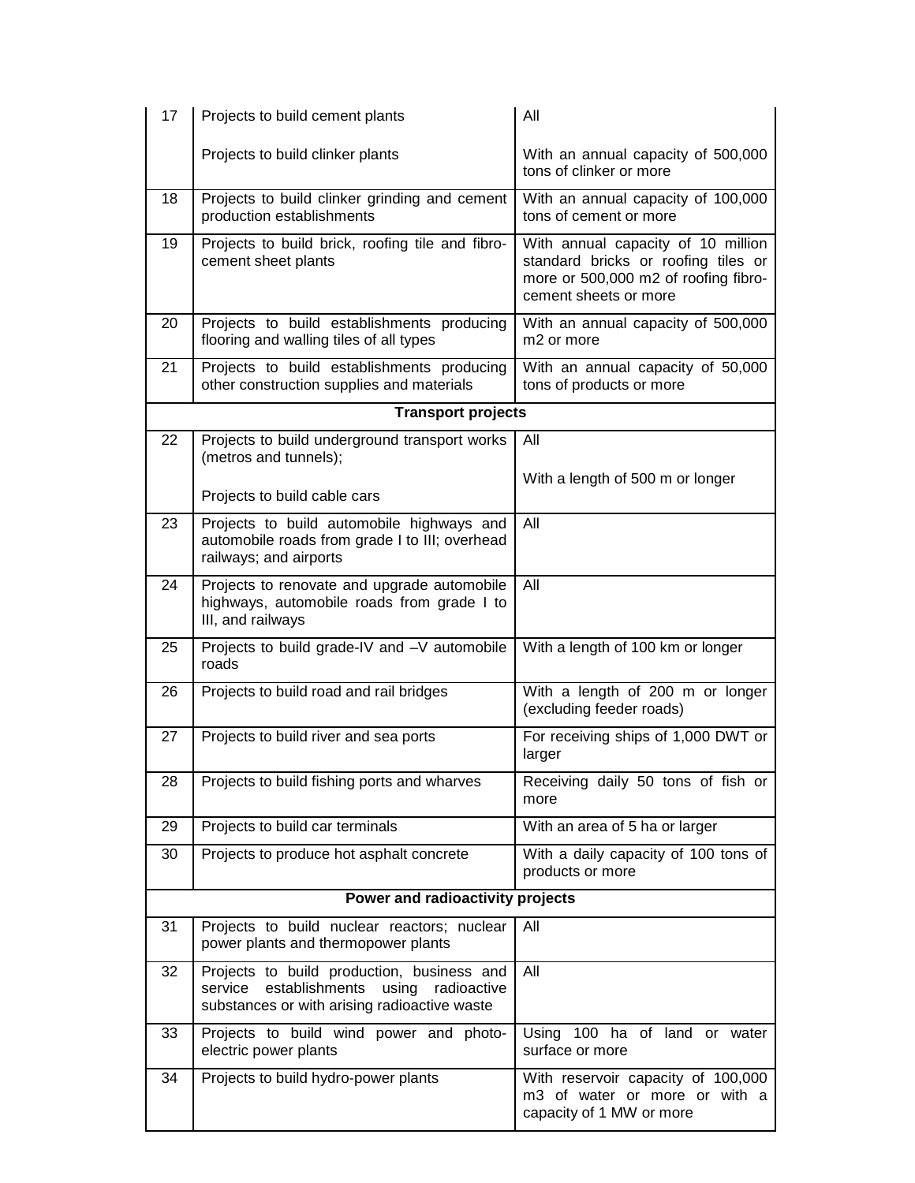| | | |
|---|---|---|
| 17 | Projects to build cement plants | All |
| | Projects to build clinker plants | With an annual capacity of 500,000 tons of clinker or more |
| 18 | Projects to build clinker grinding and cement production establishments | With an annual capacity of 100,000 tons of cement or more |
| 19 | Projects to build brick, roofing tile and fibro-cement sheet plants | With annual capacity of 10 million standard bricks or roofing tiles or more or 500,000 m2 of roofing fibro-cement sheets or more |
| 20 | Projects to build establishments producing flooring and walling tiles of all types | With an annual capacity of 500,000 m2 or more |
| 21 | Projects to build establishments producing other construction supplies and materials | With an annual capacity of 50,000 tons of products or more |
| | **Transport projects** | |
| 22 | Projects to build underground transport works (metros and tunnels); | All |
| | Projects to build cable cars | With a length of 500 m or longer |
| 23 | Projects to build automobile highways and automobile roads from grade I to III; overhead railways; and airports | All |
| 24 | Projects to renovate and upgrade automobile highways, automobile roads from grade I to III, and railways | All |
| 25 | Projects to build grade-IV and –V automobile roads | With a length of 100 km or longer |
| 26 | Projects to build road and rail bridges | With a length of 200 m or longer (excluding feeder roads) |
| 27 | Projects to build river and sea ports | For receiving ships of 1,000 DWT or larger |
| 28 | Projects to build fishing ports and wharves | Receiving daily 50 tons of fish or more |
| 29 | Projects to build car terminals | With an area of 5 ha or larger |
| 30 | Projects to produce hot asphalt concrete | With a daily capacity of 100 tons of products or more |
| | **Power and radioactivity projects** | |
| 31 | Projects to build nuclear reactors; nuclear power plants and thermopower plants | All |
| 32 | Projects to build production, business and service establishments using radioactive substances or with arising radioactive waste | All |
| 33 | Projects to build wind power and photo-electric power plants | Using 100 ha of land or water surface or more |
| 34 | Projects to build hydro-power plants | With reservoir capacity of 100,000 m3 of water or more or with a capacity of 1 MW or more |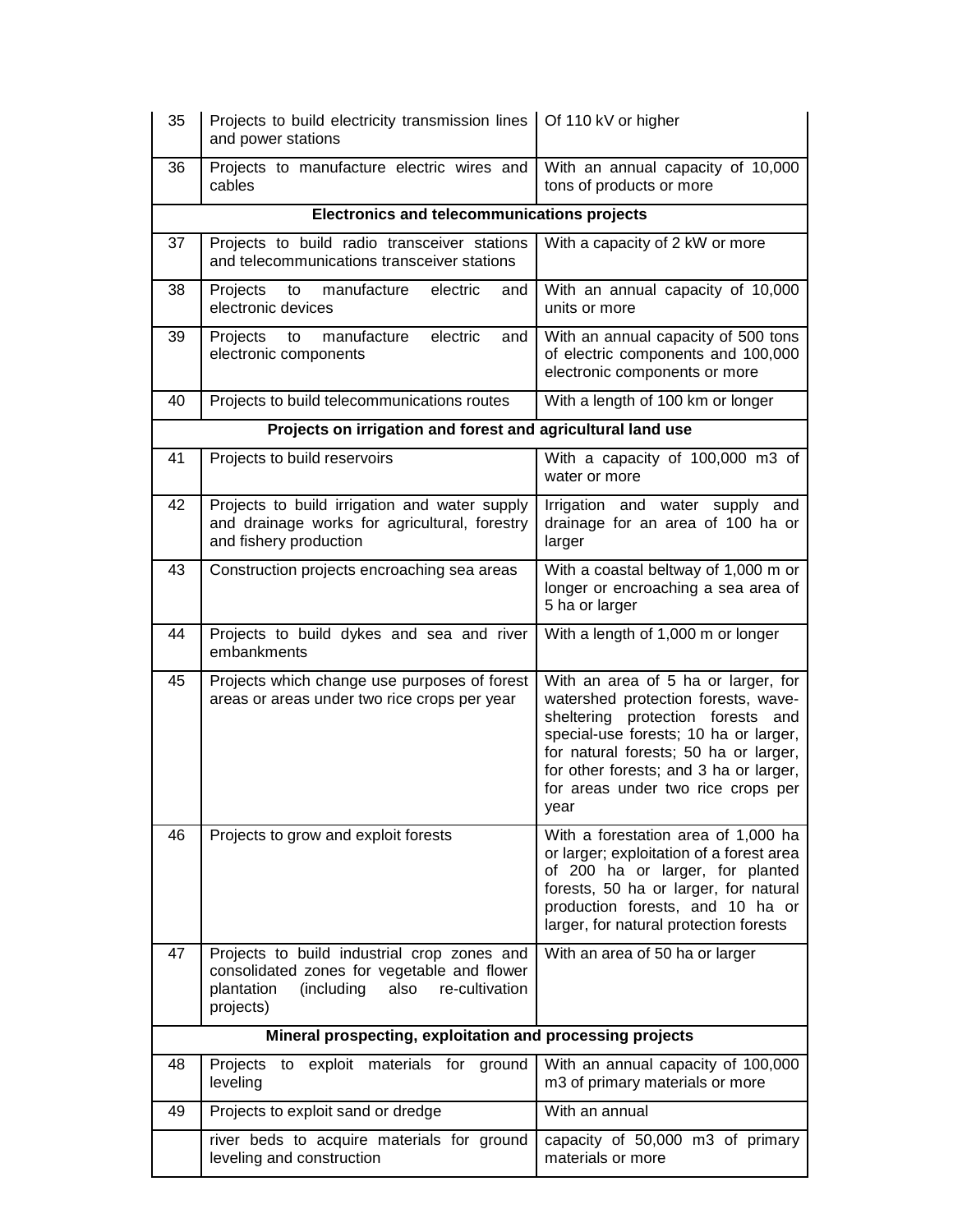| | | |
|---|---|---|
| 35 | Projects to build electricity transmission lines and power stations | Of 110 kV or higher |
| 36 | Projects to manufacture electric wires and cables | With an annual capacity of 10,000 tons of products or more |
| | **Electronics and telecommunications projects** | |
| 37 | Projects to build radio transceiver stations and telecommunications transceiver stations | With a capacity of 2 kW or more |
| 38 | Projects to manufacture electric and electronic devices | With an annual capacity of 10,000 units or more |
| 39 | Projects to manufacture electric and electronic components | With an annual capacity of 500 tons of electric components and 100,000 electronic components or more |
| 40 | Projects to build telecommunications routes | With a length of 100 km or longer |
| | **Projects on irrigation and forest and agricultural land use** | |
| 41 | Projects to build reservoirs | With a capacity of 100,000 m3 of water or more |
| 42 | Projects to build irrigation and water supply and drainage works for agricultural, forestry and fishery production | Irrigation and water supply and drainage for an area of 100 ha or larger |
| 43 | Construction projects encroaching sea areas | With a coastal beltway of 1,000 m or longer or encroaching a sea area of 5 ha or larger |
| 44 | Projects to build dykes and sea and river embankments | With a length of 1,000 m or longer |
| 45 | Projects which change use purposes of forest areas or areas under two rice crops per year | With an area of 5 ha or larger, for watershed protection forests, wave-sheltering protection forests and special-use forests; 10 ha or larger, for natural forests; 50 ha or larger, for other forests; and 3 ha or larger, for areas under two rice crops per year |
| 46 | Projects to grow and exploit forests | With a forestation area of 1,000 ha or larger; exploitation of a forest area of 200 ha or larger, for planted forests, 50 ha or larger, for natural production forests, and 10 ha or larger, for natural protection forests |
| 47 | Projects to build industrial crop zones and consolidated zones for vegetable and flower plantation (including also re-cultivation projects) | With an area of 50 ha or larger |
| | **Mineral prospecting, exploitation and processing projects** | |
| 48 | Projects to exploit materials for ground leveling | With an annual capacity of 100,000 m3 of primary materials or more |
| 49 | Projects to exploit sand or dredge river beds to acquire materials for ground leveling and construction | With an annual capacity of 50,000 m3 of primary materials or more |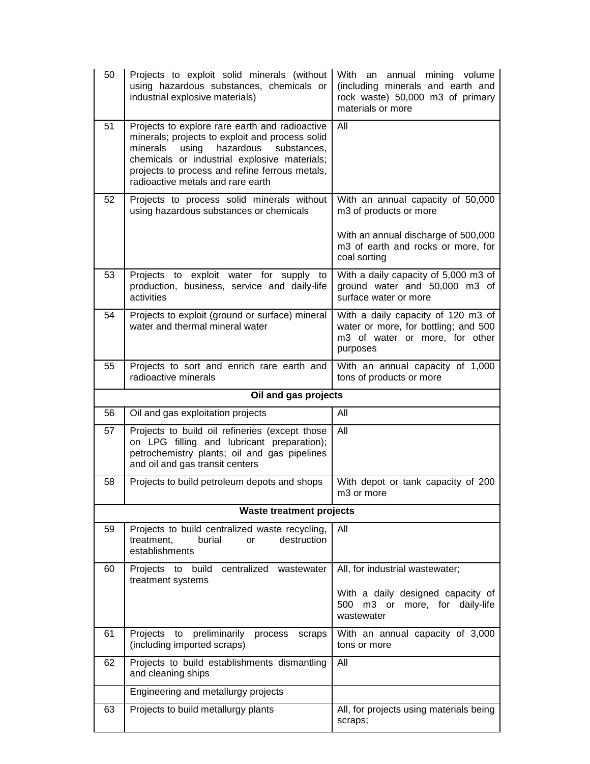| | | |
|---|---|---|
| 50 | Projects to exploit solid minerals (without using hazardous substances, chemicals or industrial explosive materials) | With an annual mining volume (including minerals and earth and rock waste) 50,000 m3 of primary materials or more |
| 51 | Projects to explore rare earth and radioactive minerals; projects to exploit and process solid minerals using hazardous substances, chemicals or industrial explosive materials; projects to process and refine ferrous metals, radioactive metals and rare earth | All |
| 52 | Projects to process solid minerals without using hazardous substances or chemicals | With an annual capacity of 50,000 m3 of products or more<br><br>With an annual discharge of 500,000 m3 of earth and rocks or more, for coal sorting |
| 53 | Projects to exploit water for supply to production, business, service and daily-life activities | With a daily capacity of 5,000 m3 of ground water and 50,000 m3 of surface water or more |
| 54 | Projects to exploit (ground or surface) mineral water and thermal mineral water | With a daily capacity of 120 m3 of water or more, for bottling; and 500 m3 of water or more, for other purposes |
| 55 | Projects to sort and enrich rare earth and radioactive minerals | With an annual capacity of 1,000 tons of products or more |
| | **Oil and gas projects** | |
| 56 | Oil and gas exploitation projects | All |
| 57 | Projects to build oil refineries (except those on LPG filling and lubricant preparation); petrochemistry plants; oil and gas pipelines and oil and gas transit centers | All |
| 58 | Projects to build petroleum depots and shops | With depot or tank capacity of 200 m3 or more |
| | **Waste treatment projects** | |
| 59 | Projects to build centralized waste recycling, treatment, burial or destruction establishments | All |
| 60 | Projects to build centralized wastewater treatment systems | All, for industrial wastewater;<br><br>With a daily designed capacity of 500 m3 or more, for daily-life wastewater |
| 61 | Projects to preliminarily process scraps (including imported scraps) | With an annual capacity of 3,000 tons or more |
| 62 | Projects to build establishments dismantling and cleaning ships | All |
| | Engineering and metallurgy projects | |
| 63 | Projects to build metallurgy plants | All, for projects using materials being scraps; |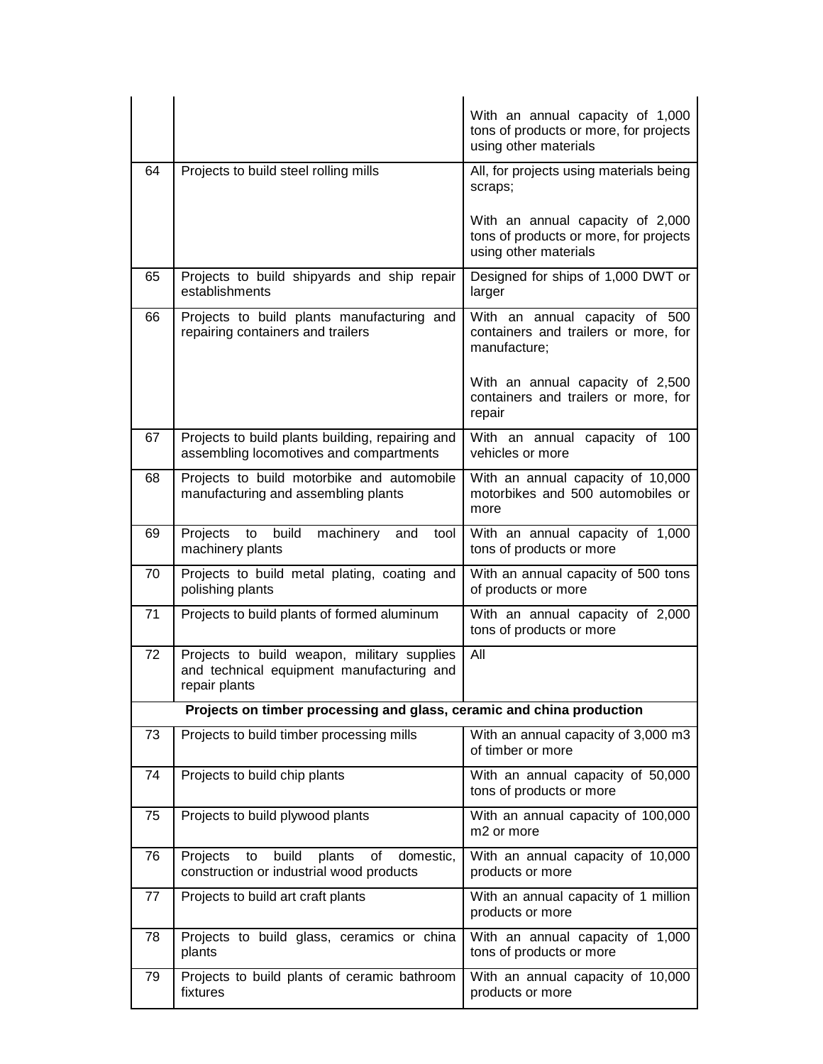| | | |
|---|---|---|
| | | With an annual capacity of 1,000 tons of products or more, for projects using other materials |
| 64 | Projects to build steel rolling mills | All, for projects using materials being scraps;<br><br>With an annual capacity of 2,000 tons of products or more, for projects using other materials |
| 65 | Projects to build shipyards and ship repair establishments | Designed for ships of 1,000 DWT or larger |
| 66 | Projects to build plants manufacturing and repairing containers and trailers | With an annual capacity of 500 containers and trailers or more, for manufacture;<br><br>With an annual capacity of 2,500 containers and trailers or more, for repair |
| 67 | Projects to build plants building, repairing and assembling locomotives and compartments | With an annual capacity of 100 vehicles or more |
| 68 | Projects to build motorbike and automobile manufacturing and assembling plants | With an annual capacity of 10,000 motorbikes and 500 automobiles or more |
| 69 | Projects to build machinery and tool machinery plants | With an annual capacity of 1,000 tons of products or more |
| 70 | Projects to build metal plating, coating and polishing plants | With an annual capacity of 500 tons of products or more |
| 71 | Projects to build plants of formed aluminum | With an annual capacity of 2,000 tons of products or more |
| 72 | Projects to build weapon, military supplies and technical equipment manufacturing and repair plants | All |
| **Projects on timber processing and glass, ceramic and china production** | | |
| 73 | Projects to build timber processing mills | With an annual capacity of 3,000 m3 of timber or more |
| 74 | Projects to build chip plants | With an annual capacity of 50,000 tons of products or more |
| 75 | Projects to build plywood plants | With an annual capacity of 100,000 m2 or more |
| 76 | Projects to build plants of domestic, construction or industrial wood products | With an annual capacity of 10,000 products or more |
| 77 | Projects to build art craft plants | With an annual capacity of 1 million products or more |
| 78 | Projects to build glass, ceramics or china plants | With an annual capacity of 1,000 tons of products or more |
| 79 | Projects to build plants of ceramic bathroom fixtures | With an annual capacity of 10,000 products or more |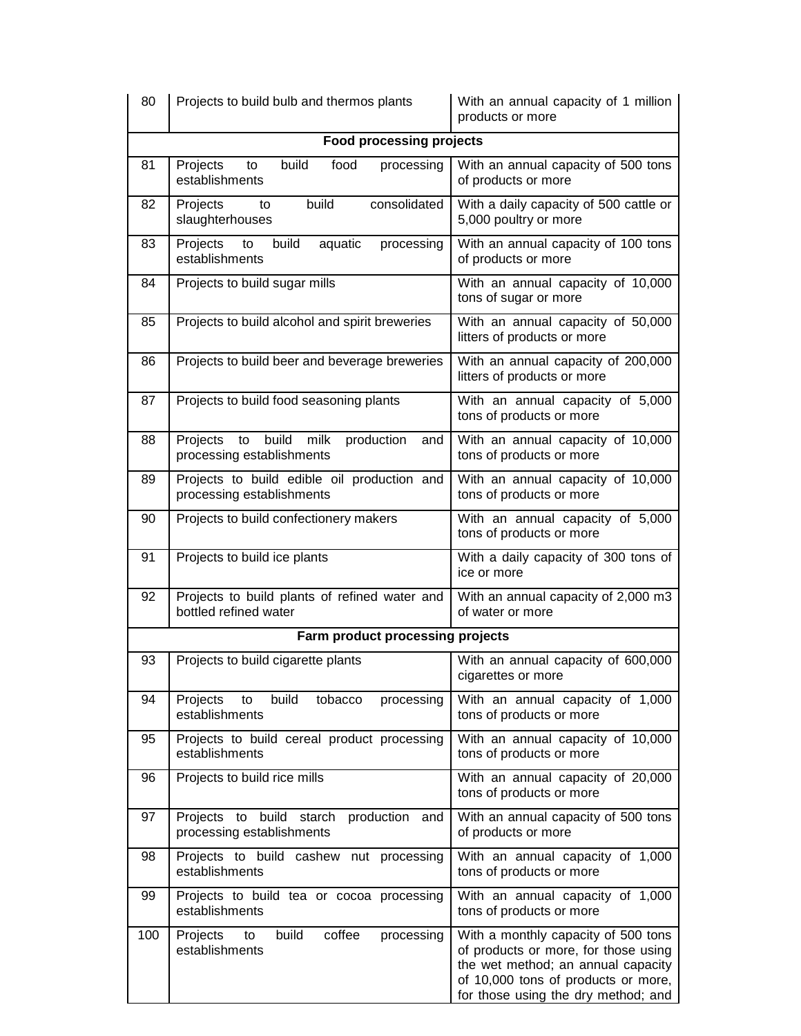| | | |
|---|---|---|
| 80 | Projects to build bulb and thermos plants | With an annual capacity of 1 million products or more |
| **Food processing projects** | | |
| 81 | Projects to build food processing establishments | With an annual capacity of 500 tons of products or more |
| 82 | Projects to build consolidated slaughterhouses | With a daily capacity of 500 cattle or 5,000 poultry or more |
| 83 | Projects to build aquatic processing establishments | With an annual capacity of 100 tons of products or more |
| 84 | Projects to build sugar mills | With an annual capacity of 10,000 tons of sugar or more |
| 85 | Projects to build alcohol and spirit breweries | With an annual capacity of 50,000 litters of products or more |
| 86 | Projects to build beer and beverage breweries | With an annual capacity of 200,000 litters of products or more |
| 87 | Projects to build food seasoning plants | With an annual capacity of 5,000 tons of products or more |
| 88 | Projects to build milk production and processing establishments | With an annual capacity of 10,000 tons of products or more |
| 89 | Projects to build edible oil production and processing establishments | With an annual capacity of 10,000 tons of products or more |
| 90 | Projects to build confectionery makers | With an annual capacity of 5,000 tons of products or more |
| 91 | Projects to build ice plants | With a daily capacity of 300 tons of ice or more |
| 92 | Projects to build plants of refined water and bottled refined water | With an annual capacity of 2,000 m3 of water or more |
| **Farm product processing projects** | | |
| 93 | Projects to build cigarette plants | With an annual capacity of 600,000 cigarettes or more |
| 94 | Projects to build tobacco processing establishments | With an annual capacity of 1,000 tons of products or more |
| 95 | Projects to build cereal product processing establishments | With an annual capacity of 10,000 tons of products or more |
| 96 | Projects to build rice mills | With an annual capacity of 20,000 tons of products or more |
| 97 | Projects to build starch production and processing establishments | With an annual capacity of 500 tons of products or more |
| 98 | Projects to build cashew nut processing establishments | With an annual capacity of 1,000 tons of products or more |
| 99 | Projects to build tea or cocoa processing establishments | With an annual capacity of 1,000 tons of products or more |
| 100 | Projects to build coffee processing establishments | With a monthly capacity of 500 tons of products or more, for those using the wet method; an annual capacity of 10,000 tons of products or more, for those using the dry method; and |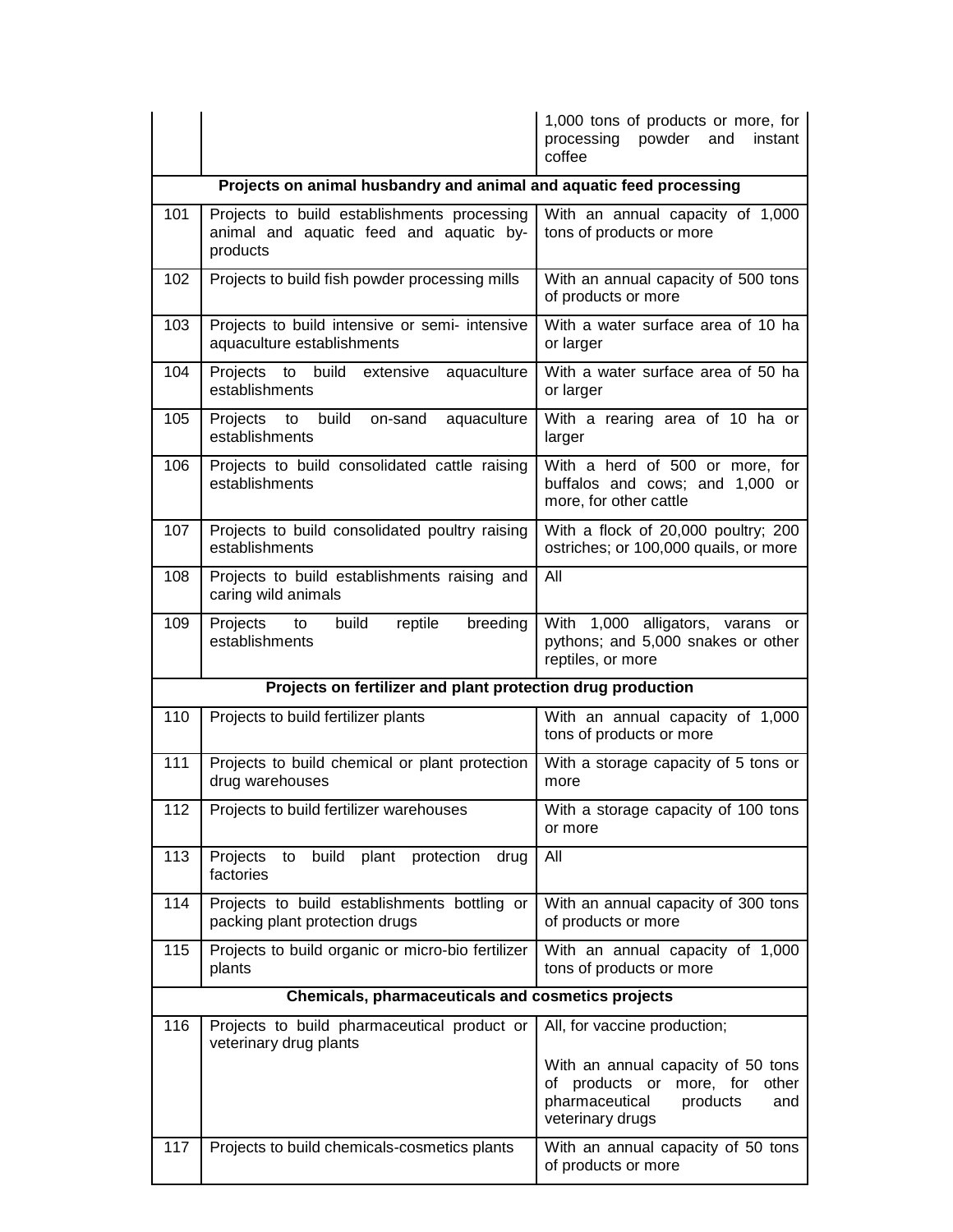| | | |
|---|---|---|
| | | 1,000 tons of products or more, for processing powder and instant coffee |
| **Projects on animal husbandry and animal and aquatic feed processing** | | |
| 101 | Projects to build establishments processing animal and aquatic feed and aquatic by-products | With an annual capacity of 1,000 tons of products or more |
| 102 | Projects to build fish powder processing mills | With an annual capacity of 500 tons of products or more |
| 103 | Projects to build intensive or semi- intensive aquaculture establishments | With a water surface area of 10 ha or larger |
| 104 | Projects to build extensive aquaculture establishments | With a water surface area of 50 ha or larger |
| 105 | Projects to build on-sand aquaculture establishments | With a rearing area of 10 ha or larger |
| 106 | Projects to build consolidated cattle raising establishments | With a herd of 500 or more, for buffalos and cows; and 1,000 or more, for other cattle |
| 107 | Projects to build consolidated poultry raising establishments | With a flock of 20,000 poultry; 200 ostriches; or 100,000 quails, or more |
| 108 | Projects to build establishments raising and caring wild animals | All |
| 109 | Projects to build reptile breeding establishments | With 1,000 alligators, varans or pythons; and 5,000 snakes or other reptiles, or more |
| **Projects on fertilizer and plant protection drug production** | | |
| 110 | Projects to build fertilizer plants | With an annual capacity of 1,000 tons of products or more |
| 111 | Projects to build chemical or plant protection drug warehouses | With a storage capacity of 5 tons or more |
| 112 | Projects to build fertilizer warehouses | With a storage capacity of 100 tons or more |
| 113 | Projects to build plant protection drug factories | All |
| 114 | Projects to build establishments bottling or packing plant protection drugs | With an annual capacity of 300 tons of products or more |
| 115 | Projects to build organic or micro-bio fertilizer plants | With an annual capacity of 1,000 tons of products or more |
| **Chemicals, pharmaceuticals and cosmetics projects** | | |
| 116 | Projects to build pharmaceutical product or veterinary drug plants | All, for vaccine production;<br><br>With an annual capacity of 50 tons of products or more, for other pharmaceutical products and veterinary drugs |
| 117 | Projects to build chemicals-cosmetics plants | With an annual capacity of 50 tons of products or more |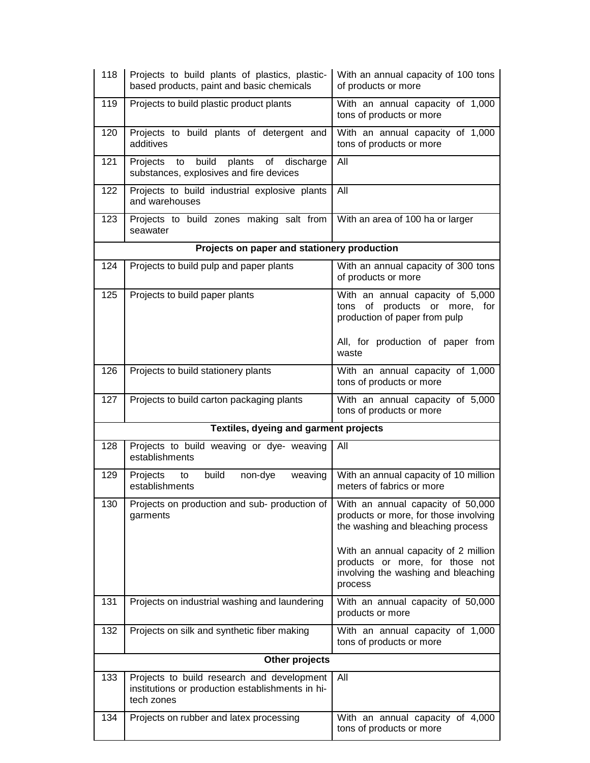| | | |
|---|---|---|
| 118 | Projects to build plants of plastics, plastic-based products, paint and basic chemicals | With an annual capacity of 100 tons of products or more |
| 119 | Projects to build plastic product plants | With an annual capacity of 1,000 tons of products or more |
| 120 | Projects to build plants of detergent and additives | With an annual capacity of 1,000 tons of products or more |
| 121 | Projects to build plants of discharge substances, explosives and fire devices | All |
| 122 | Projects to build industrial explosive plants and warehouses | All |
| 123 | Projects to build zones making salt from seawater | With an area of 100 ha or larger |
| | **Projects on paper and stationery production** | |
| 124 | Projects to build pulp and paper plants | With an annual capacity of 300 tons of products or more |
| 125 | Projects to build paper plants | With an annual capacity of 5,000 tons of products or more, for production of paper from pulp<br><br>All, for production of paper from waste |
| 126 | Projects to build stationery plants | With an annual capacity of 1,000 tons of products or more |
| 127 | Projects to build carton packaging plants | With an annual capacity of 5,000 tons of products or more |
| | **Textiles, dyeing and garment projects** | |
| 128 | Projects to build weaving or dye- weaving establishments | All |
| 129 | Projects to build non-dye weaving establishments | With an annual capacity of 10 million meters of fabrics or more |
| 130 | Projects on production and sub- production of garments | With an annual capacity of 50,000 products or more, for those involving the washing and bleaching process<br><br>With an annual capacity of 2 million products or more, for those not involving the washing and bleaching process |
| 131 | Projects on industrial washing and laundering | With an annual capacity of 50,000 products or more |
| 132 | Projects on silk and synthetic fiber making | With an annual capacity of 1,000 tons of products or more |
| | **Other projects** | |
| 133 | Projects to build research and development institutions or production establishments in hi-tech zones | All |
| 134 | Projects on rubber and latex processing | With an annual capacity of 4,000 tons of products or more |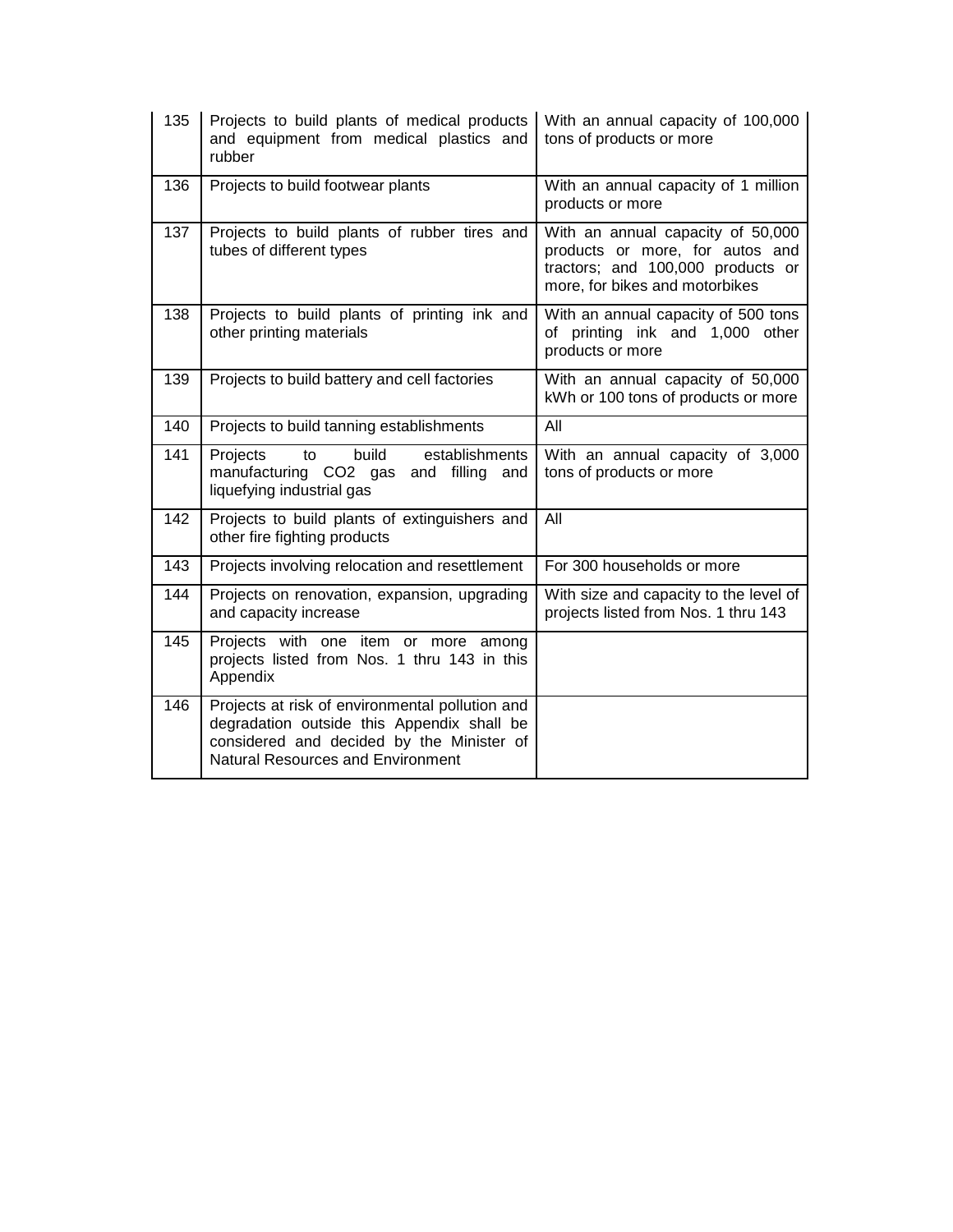| | | |
|---|---|---|
| 135 | Projects to build plants of medical products and equipment from medical plastics and rubber | With an annual capacity of 100,000 tons of products or more |
| 136 | Projects to build footwear plants | With an annual capacity of 1 million products or more |
| 137 | Projects to build plants of rubber tires and tubes of different types | With an annual capacity of 50,000 products or more, for autos and tractors; and 100,000 products or more, for bikes and motorbikes |
| 138 | Projects to build plants of printing ink and other printing materials | With an annual capacity of 500 tons of printing ink and 1,000 other products or more |
| 139 | Projects to build battery and cell factories | With an annual capacity of 50,000 kWh or 100 tons of products or more |
| 140 | Projects to build tanning establishments | All |
| 141 | Projects to build establishments manufacturing $CO_2$ gas and filling and liquefying industrial gas | With an annual capacity of 3,000 tons of products or more |
| 142 | Projects to build plants of extinguishers and other fire fighting products | All |
| 143 | Projects involving relocation and resettlement | For 300 households or more |
| 144 | Projects on renovation, expansion, upgrading and capacity increase | With size and capacity to the level of projects listed from Nos. 1 thru 143 |
| 145 | Projects with one item or more among projects listed from Nos. 1 thru 143 in this Appendix | |
| 146 | Projects at risk of environmental pollution and degradation outside this Appendix shall be considered and decided by the Minister of Natural Resources and Environment | |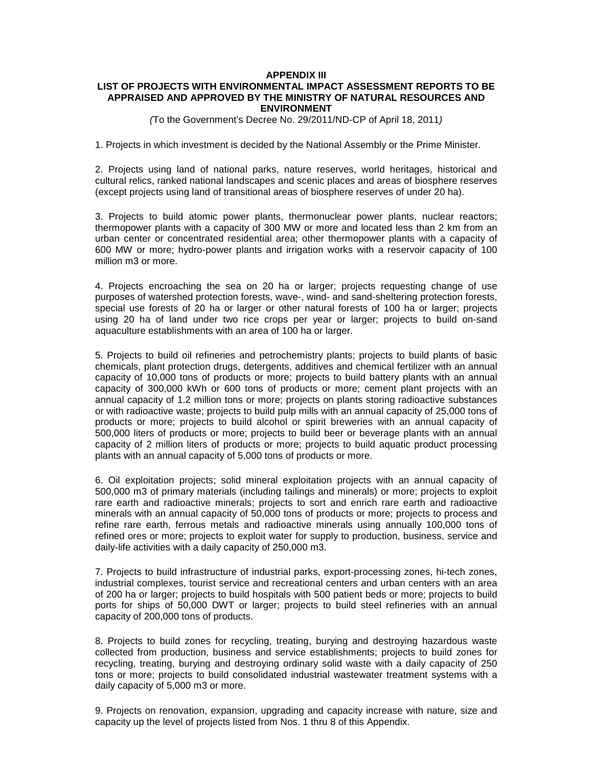**APPENDIX III**
**LIST OF PROJECTS WITH ENVIRONMENTAL IMPACT ASSESSMENT REPORTS TO BE APPRAISED AND APPROVED BY THE MINISTRY OF NATURAL RESOURCES AND ENVIRONMENT**

*(To the Government's Decree No. 29/2011/ND-CP of April 18, 2011)*

1. Projects in which investment is decided by the National Assembly or the Prime Minister.

2. Projects using land of national parks, nature reserves, world heritages, historical and cultural relics, ranked national landscapes and scenic places and areas of biosphere reserves (except projects using land of transitional areas of biosphere reserves of under 20 ha).

3. Projects to build atomic power plants, thermonuclear power plants, nuclear reactors; thermopower plants with a capacity of 300 MW or more and located less than 2 km from an urban center or concentrated residential area; other thermopower plants with a capacity of 600 MW or more; hydro-power plants and irrigation works with a reservoir capacity of 100 million m3 or more.

4. Projects encroaching the sea on 20 ha or larger; projects requesting change of use purposes of watershed protection forests, wave-, wind- and sand-sheltering protection forests, special use forests of 20 ha or larger or other natural forests of 100 ha or larger; projects using 20 ha of land under two rice crops per year or larger; projects to build on-sand aquaculture establishments with an area of 100 ha or larger.

5. Projects to build oil refineries and petrochemistry plants; projects to build plants of basic chemicals, plant protection drugs, detergents, additives and chemical fertilizer with an annual capacity of 10,000 tons of products or more; projects to build battery plants with an annual capacity of 300,000 kWh or 600 tons of products or more; cement plant projects with an annual capacity of 1.2 million tons or more; projects on plants storing radioactive substances or with radioactive waste; projects to build pulp mills with an annual capacity of 25,000 tons of products or more; projects to build alcohol or spirit breweries with an annual capacity of 500,000 liters of products or more; projects to build beer or beverage plants with an annual capacity of 2 million liters of products or more; projects to build aquatic product processing plants with an annual capacity of 5,000 tons of products or more.

6. Oil exploitation projects; solid mineral exploitation projects with an annual capacity of 500,000 m3 of primary materials (including tailings and minerals) or more; projects to exploit rare earth and radioactive minerals; projects to sort and enrich rare earth and radioactive minerals with an annual capacity of 50,000 tons of products or more; projects to process and refine rare earth, ferrous metals and radioactive minerals using annually 100,000 tons of refined ores or more; projects to exploit water for supply to production, business, service and daily-life activities with a daily capacity of 250,000 m3.

7. Projects to build infrastructure of industrial parks, export-processing zones, hi-tech zones, industrial complexes, tourist service and recreational centers and urban centers with an area of 200 ha or larger; projects to build hospitals with 500 patient beds or more; projects to build ports for ships of 50,000 DWT or larger; projects to build steel refineries with an annual capacity of 200,000 tons of products.

8. Projects to build zones for recycling, treating, burying and destroying hazardous waste collected from production, business and service establishments; projects to build zones for recycling, treating, burying and destroying ordinary solid waste with a daily capacity of 250 tons or more; projects to build consolidated industrial wastewater treatment systems with a daily capacity of 5,000 m3 or more.

9. Projects on renovation, expansion, upgrading and capacity increase with nature, size and capacity up the level of projects listed from Nos. 1 thru 8 of this Appendix.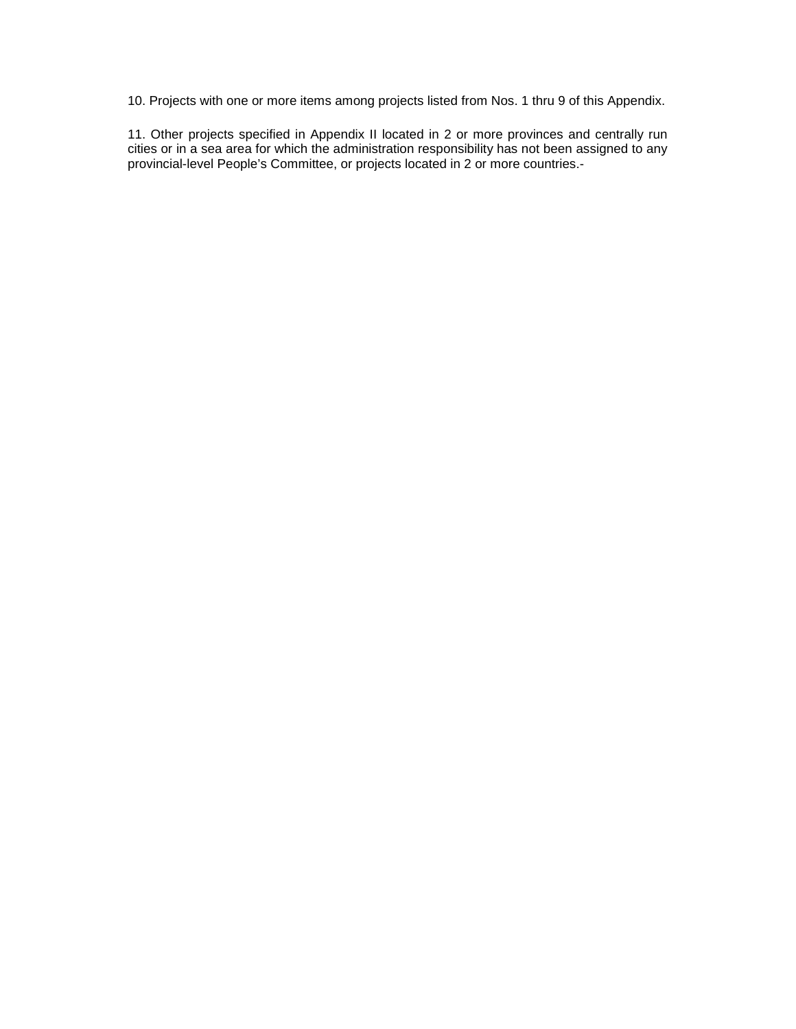10. Projects with one or more items among projects listed from Nos. 1 thru 9 of this Appendix.

11. Other projects specified in Appendix II located in 2 or more provinces and centrally run cities or in a sea area for which the administration responsibility has not been assigned to any provincial-level People's Committee, or projects located in 2 or more countries.-